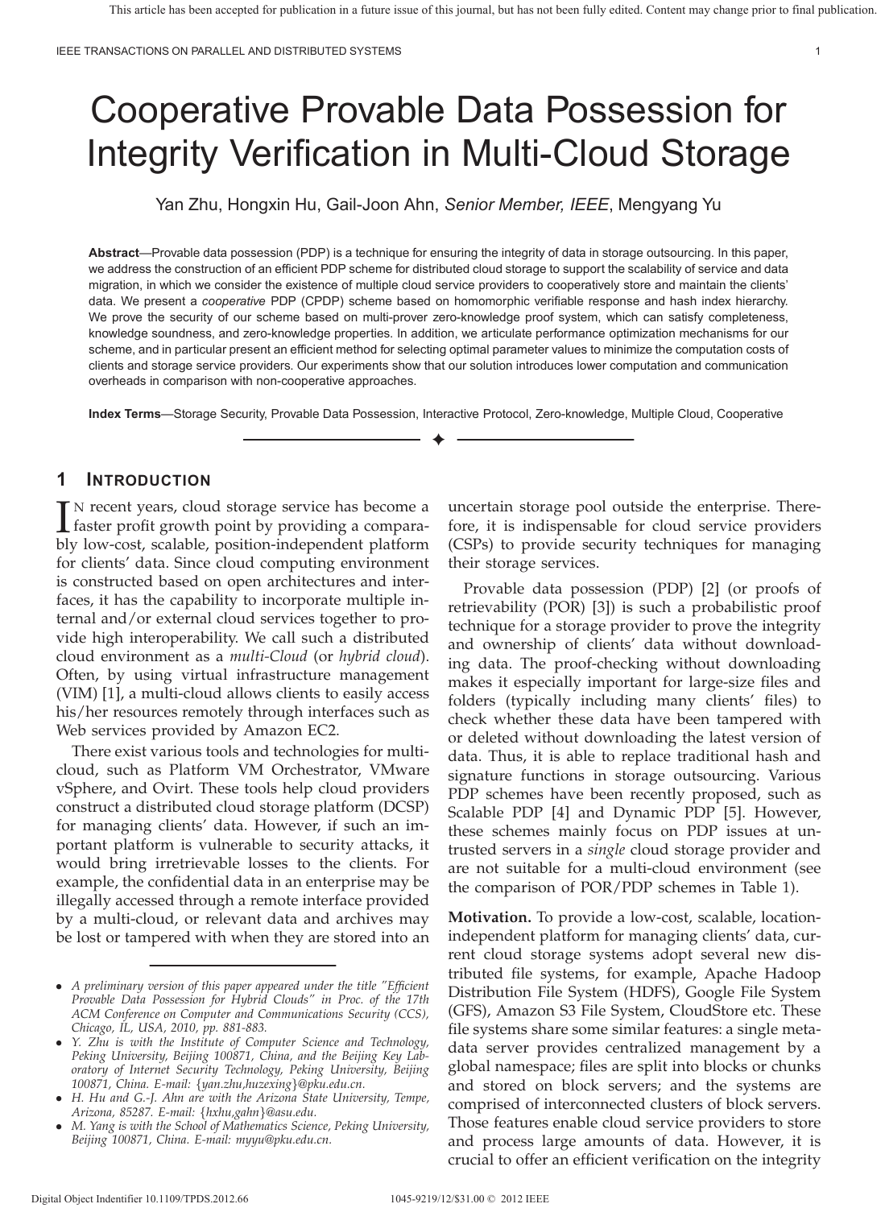# Cooperative Provable Data Possession for Integrity Verification in Multi-Cloud Storage

Yan Zhu, Hongxin Hu, Gail-Joon Ahn, *Senior Member, IEEE*, Mengyang Yu

**Abstract**—Provable data possession (PDP) is a technique for ensuring the integrity of data in storage outsourcing. In this paper, we address the construction of an efficient PDP scheme for distributed cloud storage to support the scalability of service and data migration, in which we consider the existence of multiple cloud service providers to cooperatively store and maintain the clients' data. We present a *cooperative* PDP (CPDP) scheme based on homomorphic verifiable response and hash index hierarchy. We prove the security of our scheme based on multi-prover zero-knowledge proof system, which can satisfy completeness, knowledge soundness, and zero-knowledge properties. In addition, we articulate performance optimization mechanisms for our scheme, and in particular present an efficient method for selecting optimal parameter values to minimize the computation costs of clients and storage service providers. Our experiments show that our solution introduces lower computation and communication overheads in comparison with non-cooperative approaches.

**Index Terms**—Storage Security, Provable Data Possession, Interactive Protocol, Zero-knowledge, Multiple Cloud, Cooperative

## 1 Introduction

In recent years, cloud storage service has become a faster profit growth point by providing a comparably low-cost, scalable, position-independent platform for clients' data. Since cloud computing environment is constructed based on open architectures and interfaces, it has the capability to incorporate multiple internal and/or external cloud services together to provide high interoperability. We call such a distributed cloud environment as a *multi-Cloud* (or *hybrid cloud*). Often, by using virtual infrastructure management (VIM) [1], a multi-cloud allows clients to easily access his/her resources remotely through interfaces such as Web services provided by Amazon EC2.

There exist various tools and technologies for multicloud, such as Platform VM Orchestrator, VMware vSphere, and Ovirt. These tools help cloud providers construct a distributed cloud storage platform (DCSP) for managing clients' data. However, if such an important platform is vulnerable to security attacks, it would bring irretrievable losses to the clients. For example, the confidential data in an enterprise may be illegally accessed through a remote interface provided by a multi-cloud, or relevant data and archives may be lost or tampered with when they are stored into an uncertain storage pool outside the enterprise. Therefore, it is indispensable for cloud service providers (CSPs) to provide security techniques for managing their storage services.

Provable data possession (PDP) [2] (or proofs of retrievability (POR) [3]) is such a probabilistic proof technique for a storage provider to prove the integrity and ownership of clients' data without downloading data. The proof-checking without downloading makes it especially important for large-size files and folders (typically including many clients' files) to check whether these data have been tampered with or deleted without downloading the latest version of data. Thus, it is able to replace traditional hash and signature functions in storage outsourcing. Various PDP schemes have been recently proposed, such as Scalable PDP [4] and Dynamic PDP [5]. However, these schemes mainly focus on PDP issues at untrusted servers in a *single* cloud storage provider and are not suitable for a multi-cloud environment (see the comparison of POR/PDP schemes in Table 1).

**Motivation.** To provide a low-cost, scalable, location-independent platform for managing clients' data, current cloud storage systems adopt several new distributed file systems, for example, Apache Hadoop Distribution File System (HDFS), Google File System (GFS), Amazon S3 File System, CloudStore etc. These file systems share some similar features: a single metadata server provides centralized management by a global namespace; files are split into blocks or chunks and stored on block servers; and the systems are comprised of interconnected clusters of block servers. Those features enable cloud service providers to store and process large amounts of data. However, it is crucial to offer an efficient verification on the integrity

---

- *A preliminary version of this paper appeared under the title "Efficient Provable Data Possession for Hybrid Clouds" in Proc. of the 17th ACM Conference on Computer and Communications Security (CCS), Chicago, IL, USA, 2010, pp. 881-883.*
- *Y. Zhu is with the Institute of Computer Science and Technology, Peking University, Beijing 100871, China, and the Beijing Key Laboratory of Internet Security Technology, Peking University, Beijing 100871, China. E-mail: {yan.zhu,huzexing}@pku.edu.cn.*
- *H. Hu and G.-J. Ahn are with the Arizona State University, Tempe, Arizona, 85287. E-mail: {hxhu,gahn}@asu.edu.*
- *M. Yang is with the School of Mathematics Science, Peking University, Beijing 100871, China. E-mail: myyu@pku.edu.cn.*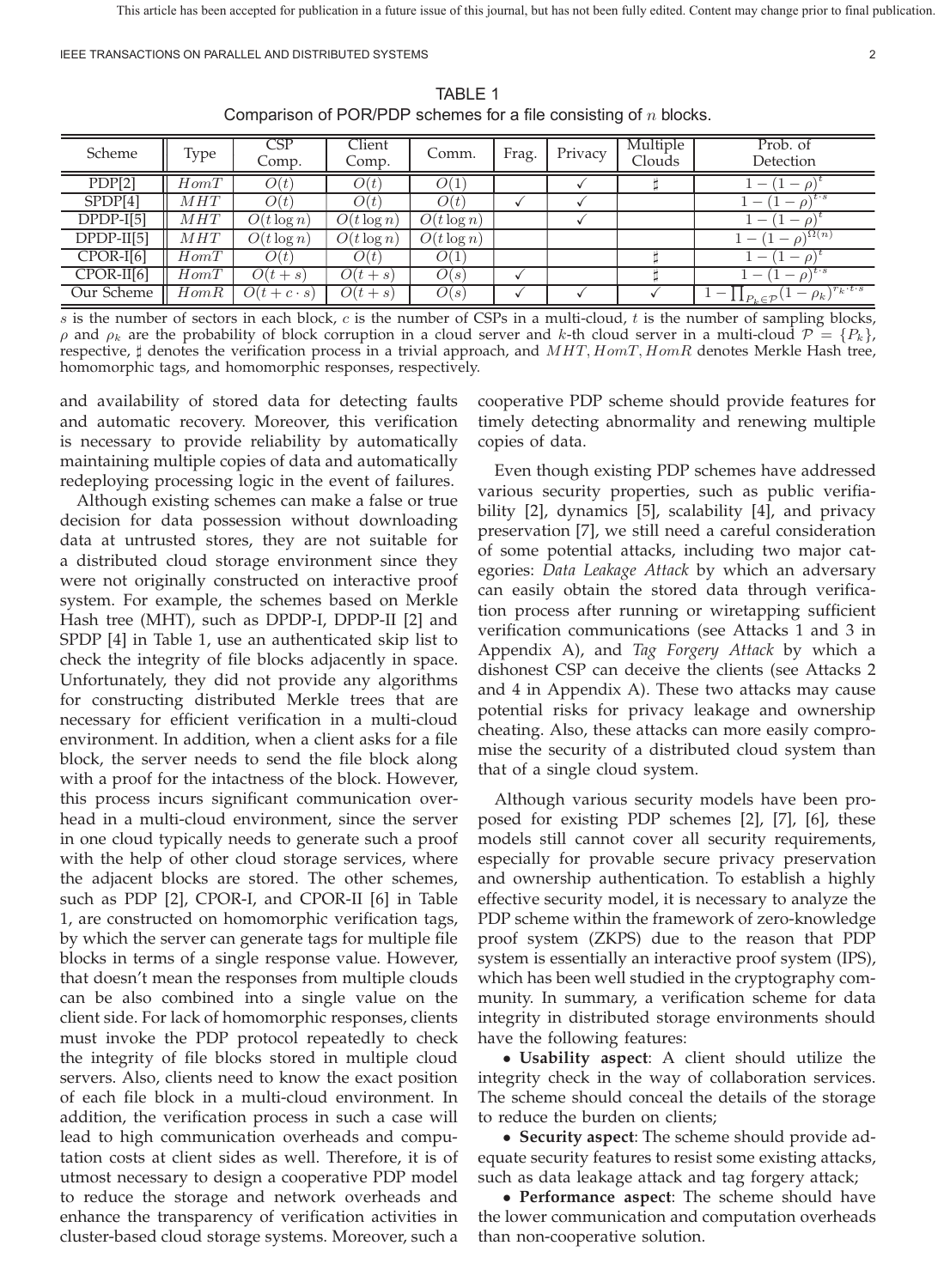TABLE 1
Comparison of POR/PDP schemes for a file consisting of $n$ blocks.

| Scheme | Type | CSP Comp. | Client Comp. | Comm. | Frag. | Privacy | Multiple Clouds | Prob. of Detection |
|---|---|---|---|---|---|---|---|---|
| PDP[2] | $HomT$ | $O(t)$ | $O(t)$ | $O(1)$ | | ✓ | ♯ | $1-(1-\rho)^t$ |
| SPDP[4] | $MHT$ | $O(t)$ | $O(t)$ | $O(t)$ | ✓ | ✓ | | $1-(1-\rho)^{t\cdot s}$ |
| DPDP-I[5] | $MHT$ | $O(t\log n)$ | $O(t\log n)$ | $O(t\log n)$ | | ✓ | | $1-(1-\rho)^t$ |
| DPDP-II[5] | $MHT$ | $O(t\log n)$ | $O(t\log n)$ | $O(t\log n)$ | | | | $1-(1-\rho)^{\Omega(n)}$ |
| CPOR-I[6] | $HomT$ | $O(t)$ | $O(t)$ | $O(1)$ | | | ♯ | $1-(1-\rho)^t$ |
| CPOR-II[6] | $HomT$ | $O(t+s)$ | $O(t+s)$ | $O(s)$ | ✓ | | ♯ | $1-(1-\rho)^{t\cdot s}$ |
| Our Scheme | $HomR$ | $O(t+c\cdot s)$ | $O(t+s)$ | $O(s)$ | ✓ | ✓ | ✓ | $1-\prod_{P_k\in\mathcal{P}}(1-\rho_k)^{r_k\cdot t\cdot s}$ |

$s$ is the number of sectors in each block, $c$ is the number of CSPs in a multi-cloud, $t$ is the number of sampling blocks, $\rho$ and $\rho_k$ are the probability of block corruption in a cloud server and $k$-th cloud server in a multi-cloud $\mathcal{P}=\{P_k\}$, respective, ♯ denotes the verification process in a trivial approach, and $MHT, HomT, HomR$ denotes Merkle Hash tree, homomorphic tags, and homomorphic responses, respectively.

and availability of stored data for detecting faults and automatic recovery. Moreover, this verification is necessary to provide reliability by automatically maintaining multiple copies of data and automatically redeploying processing logic in the event of failures.

Although existing schemes can make a false or true decision for data possession without downloading data at untrusted stores, they are not suitable for a distributed cloud storage environment since they were not originally constructed on interactive proof system. For example, the schemes based on Merkle Hash tree (MHT), such as DPDP-I, DPDP-II [2] and SPDP [4] in Table 1, use an authenticated skip list to check the integrity of file blocks adjacently in space. Unfortunately, they did not provide any algorithms for constructing distributed Merkle trees that are necessary for efficient verification in a multi-cloud environment. In addition, when a client asks for a file block, the server needs to send the file block along with a proof for the intactness of the block. However, this process incurs significant communication overhead in a multi-cloud environment, since the server in one cloud typically needs to generate such a proof with the help of other cloud storage services, where the adjacent blocks are stored. The other schemes, such as PDP [2], CPOR-I, and CPOR-II [6] in Table 1, are constructed on homomorphic verification tags, by which the server can generate tags for multiple file blocks in terms of a single response value. However, that doesn't mean the responses from multiple clouds can be also combined into a single value on the client side. For lack of homomorphic responses, clients must invoke the PDP protocol repeatedly to check the integrity of file blocks stored in multiple cloud servers. Also, clients need to know the exact position of each file block in a multi-cloud environment. In addition, the verification process in such a case will lead to high communication overheads and computation costs at client sides as well. Therefore, it is of utmost necessary to design a cooperative PDP model to reduce the storage and network overheads and enhance the transparency of verification activities in cluster-based cloud storage systems. Moreover, such a cooperative PDP scheme should provide features for timely detecting abnormality and renewing multiple copies of data.

Even though existing PDP schemes have addressed various security properties, such as public verifiability [2], dynamics [5], scalability [4], and privacy preservation [7], we still need a careful consideration of some potential attacks, including two major categories: *Data Leakage Attack* by which an adversary can easily obtain the stored data through verification process after running or wiretapping sufficient verification communications (see Attacks 1 and 3 in Appendix A), and *Tag Forgery Attack* by which a dishonest CSP can deceive the clients (see Attacks 2 and 4 in Appendix A). These two attacks may cause potential risks for privacy leakage and ownership cheating. Also, these attacks can more easily compromise the security of a distributed cloud system than that of a single cloud system.

Although various security models have been proposed for existing PDP schemes [2], [7], [6], these models still cannot cover all security requirements, especially for provable secure privacy preservation and ownership authentication. To establish a highly effective security model, it is necessary to analyze the PDP scheme within the framework of zero-knowledge proof system (ZKPS) due to the reason that PDP system is essentially an interactive proof system (IPS), which has been well studied in the cryptography community. In summary, a verification scheme for data integrity in distributed storage environments should have the following features:

- **Usability aspect**: A client should utilize the integrity check in the way of collaboration services. The scheme should conceal the details of the storage to reduce the burden on clients;
- **Security aspect**: The scheme should provide adequate security features to resist some existing attacks, such as data leakage attack and tag forgery attack;
- **Performance aspect**: The scheme should have the lower communication and computation overheads than non-cooperative solution.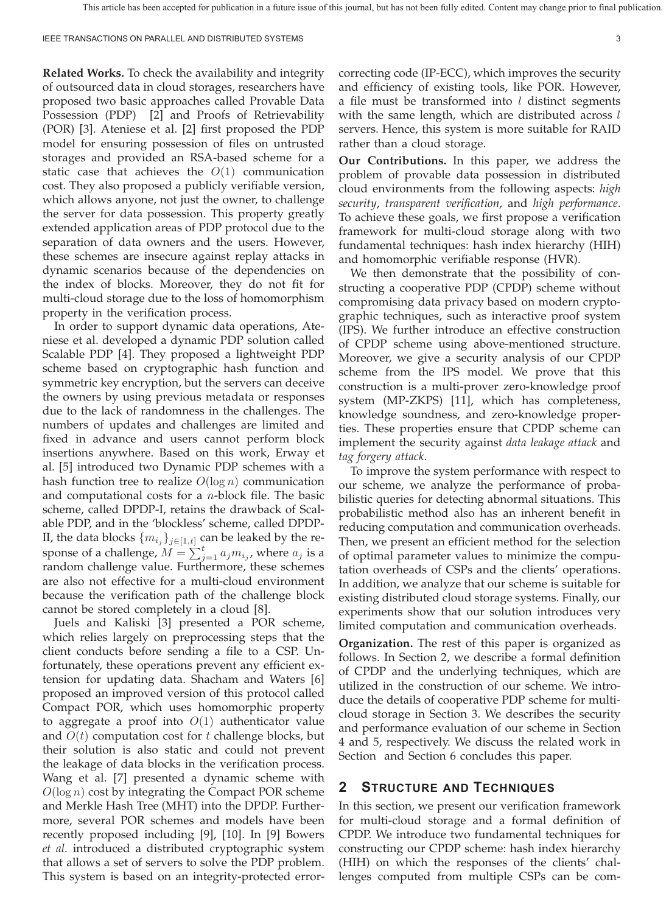**Related Works.** To check the availability and integrity of outsourced data in cloud storages, researchers have proposed two basic approaches called Provable Data Possession (PDP) [2] and Proofs of Retrievability (POR) [3]. Ateniese et al. [2] first proposed the PDP model for ensuring possession of files on untrusted storages and provided an RSA-based scheme for a static case that achieves the $O(1)$ communication cost. They also proposed a publicly verifiable version, which allows anyone, not just the owner, to challenge the server for data possession. This property greatly extended application areas of PDP protocol due to the separation of data owners and the users. However, these schemes are insecure against replay attacks in dynamic scenarios because of the dependencies on the index of blocks. Moreover, they do not fit for multi-cloud storage due to the loss of homomorphism property in the verification process.

In order to support dynamic data operations, Ateniese et al. developed a dynamic PDP solution called Scalable PDP [4]. They proposed a lightweight PDP scheme based on cryptographic hash function and symmetric key encryption, but the servers can deceive the owners by using previous metadata or responses due to the lack of randomness in the challenges. The numbers of updates and challenges are limited and fixed in advance and users cannot perform block insertions anywhere. Based on this work, Erway et al. [5] introduced two Dynamic PDP schemes with a hash function tree to realize $O(\log n)$ communication and computational costs for a $n$-block file. The basic scheme, called DPDP-I, retains the drawback of Scalable PDP, and in the 'blockless' scheme, called DPDP-II, the data blocks $\{m_{i_j}\}_{j\in[1,t]}$ can be leaked by the response of a challenge, $M = \sum_{j=1}^{t} a_j m_{i_j}$, where $a_j$ is a random challenge value. Furthermore, these schemes are also not effective for a multi-cloud environment because the verification path of the challenge block cannot be stored completely in a cloud [8].

Juels and Kaliski [3] presented a POR scheme, which relies largely on preprocessing steps that the client conducts before sending a file to a CSP. Unfortunately, these operations prevent any efficient extension for updating data. Shacham and Waters [6] proposed an improved version of this protocol called Compact POR, which uses homomorphic property to aggregate a proof into $O(1)$ authenticator value and $O(t)$ computation cost for $t$ challenge blocks, but their solution is also static and could not prevent the leakage of data blocks in the verification process. Wang et al. [7] presented a dynamic scheme with $O(\log n)$ cost by integrating the Compact POR scheme and Merkle Hash Tree (MHT) into the DPDP. Furthermore, several POR schemes and models have been recently proposed including [9], [10]. In [9] Bowers *et al.* introduced a distributed cryptographic system that allows a set of servers to solve the PDP problem. This system is based on an integrity-protected error-correcting code (IP-ECC), which improves the security and efficiency of existing tools, like POR. However, a file must be transformed into $l$ distinct segments with the same length, which are distributed across $l$ servers. Hence, this system is more suitable for RAID rather than a cloud storage.

**Our Contributions.** In this paper, we address the problem of provable data possession in distributed cloud environments from the following aspects: *high security*, *transparent verification*, and *high performance*. To achieve these goals, we first propose a verification framework for multi-cloud storage along with two fundamental techniques: hash index hierarchy (HIH) and homomorphic verifiable response (HVR).

We then demonstrate that the possibility of constructing a cooperative PDP (CPDP) scheme without compromising data privacy based on modern cryptographic techniques, such as interactive proof system (IPS). We further introduce an effective construction of CPDP scheme using above-mentioned structure. Moreover, we give a security analysis of our CPDP scheme from the IPS model. We prove that this construction is a multi-prover zero-knowledge proof system (MP-ZKPS) [11], which has completeness, knowledge soundness, and zero-knowledge properties. These properties ensure that CPDP scheme can implement the security against *data leakage attack* and *tag forgery attack*.

To improve the system performance with respect to our scheme, we analyze the performance of probabilistic queries for detecting abnormal situations. This probabilistic method also has an inherent benefit in reducing computation and communication overheads. Then, we present an efficient method for the selection of optimal parameter values to minimize the computation overheads of CSPs and the clients' operations. In addition, we analyze that our scheme is suitable for existing distributed cloud storage systems. Finally, our experiments show that our solution introduces very limited computation and communication overheads.

**Organization.** The rest of this paper is organized as follows. In Section 2, we describe a formal definition of CPDP and the underlying techniques, which are utilized in the construction of our scheme. We introduce the details of cooperative PDP scheme for multi-cloud storage in Section 3. We describes the security and performance evaluation of our scheme in Section 4 and 5, respectively. We discuss the related work in Section and Section 6 concludes this paper.

## 2 Structure and Techniques

In this section, we present our verification framework for multi-cloud storage and a formal definition of CPDP. We introduce two fundamental techniques for constructing our CPDP scheme: hash index hierarchy (HIH) on which the responses of the clients' challenges computed from multiple CSPs can be com-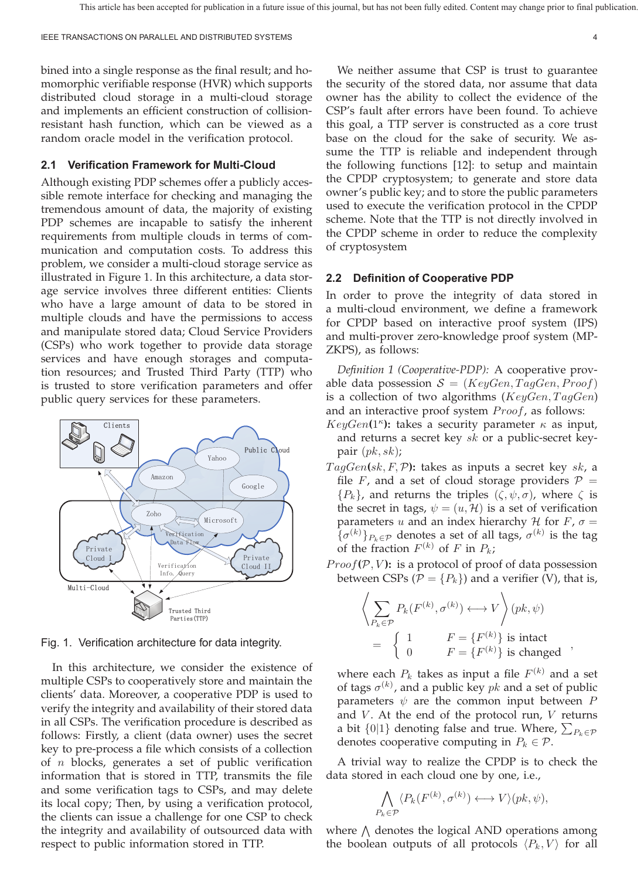bined into a single response as the final result; and homomorphic verifiable response (HVR) which supports distributed cloud storage in a multi-cloud storage and implements an efficient construction of collision-resistant hash function, which can be viewed as a random oracle model in the verification protocol.

### 2.1 Verification Framework for Multi-Cloud

Although existing PDP schemes offer a publicly accessible remote interface for checking and managing the tremendous amount of data, the majority of existing PDP schemes are incapable to satisfy the inherent requirements from multiple clouds in terms of communication and computation costs. To address this problem, we consider a multi-cloud storage service as illustrated in Figure 1. In this architecture, a data storage service involves three different entities: Clients who have a large amount of data to be stored in multiple clouds and have the permissions to access and manipulate stored data; Cloud Service Providers (CSPs) who work together to provide data storage services and have enough storages and computation resources; and Trusted Third Party (TTP) who is trusted to store verification parameters and offer public query services for these parameters.

Fig. 1. Verification architecture for data integrity.

In this architecture, we consider the existence of multiple CSPs to cooperatively store and maintain the clients' data. Moreover, a cooperative PDP is used to verify the integrity and availability of their stored data in all CSPs. The verification procedure is described as follows: Firstly, a client (data owner) uses the secret key to pre-process a file which consists of a collection of $n$ blocks, generates a set of public verification information that is stored in TTP, transmits the file and some verification tags to CSPs, and may delete its local copy; Then, by using a verification protocol, the clients can issue a challenge for one CSP to check the integrity and availability of outsourced data with respect to public information stored in TTP.

We neither assume that CSP is trust to guarantee the security of the stored data, nor assume that data owner has the ability to collect the evidence of the CSP's fault after errors have been found. To achieve this goal, a TTP server is constructed as a core trust base on the cloud for the sake of security. We assume the TTP is reliable and independent through the following functions [12]: to setup and maintain the CPDP cryptosystem; to generate and store data owner's public key; and to store the public parameters used to execute the verification protocol in the CPDP scheme. Note that the TTP is not directly involved in the CPDP scheme in order to reduce the complexity of cryptosystem

### 2.2 Definition of Cooperative PDP

In order to prove the integrity of data stored in a multi-cloud environment, we define a framework for CPDP based on interactive proof system (IPS) and multi-prover zero-knowledge proof system (MP-ZKPS), as follows:

*Definition 1 (Cooperative-PDP):* A cooperative provable data possession $\mathcal{S} = (KeyGen, TagGen, Proof)$ is a collection of two algorithms $(KeyGen, TagGen)$ and an interactive proof system $Proof$, as follows:

$KeyGen(1^\kappa)$**:** takes a security parameter $\kappa$ as input, and returns a secret key $sk$ or a public-secret key-pair $(pk, sk)$;

$TagGen(sk, F, \mathcal{P})$**:** takes as inputs a secret key $sk$, a file $F$, and a set of cloud storage providers $\mathcal{P} = \{P_k\}$, and returns the triples $(\zeta, \psi, \sigma)$, where $\zeta$ is the secret in tags, $\psi = (u, \mathcal{H})$ is a set of verification parameters $u$ and an index hierarchy $\mathcal{H}$ for $F$, $\sigma = \{\sigma^{(k)}\}_{P_k \in \mathcal{P}}$ denotes a set of all tags, $\sigma^{(k)}$ is the tag of the fraction $F^{(k)}$ of $F$ in $P_k$;

$Proof(\mathcal{P}, V)$**:** is a protocol of proof of data possession between CSPs ($\mathcal{P} = \{P_k\}$) and a verifier (V), that is,

$$\left\langle \sum_{P_k \in \mathcal{P}} P_k(F^{(k)}, \sigma^{(k)}) \longleftrightarrow V \right\rangle (pk, \psi) = \begin{cases} 1 & F = \{F^{(k)}\} \text{ is intact} \\ 0 & F = \{F^{(k)}\} \text{ is changed} \end{cases},$$

where each $P_k$ takes as input a file $F^{(k)}$ and a set of tags $\sigma^{(k)}$, and a public key $pk$ and a set of public parameters $\psi$ are the common input between $P$ and $V$. At the end of the protocol run, $V$ returns a bit $\{0|1\}$ denoting false and true. Where, $\sum_{P_k \in \mathcal{P}}$ denotes cooperative computing in $P_k \in \mathcal{P}$.

A trivial way to realize the CPDP is to check the data stored in each cloud one by one, i.e.,

$$\bigwedge_{P_k \in \mathcal{P}} \langle P_k(F^{(k)}, \sigma^{(k)}) \longleftrightarrow V \rangle (pk, \psi),$$

where $\bigwedge$ denotes the logical AND operations among the boolean outputs of all protocols $\langle P_k, V \rangle$ for all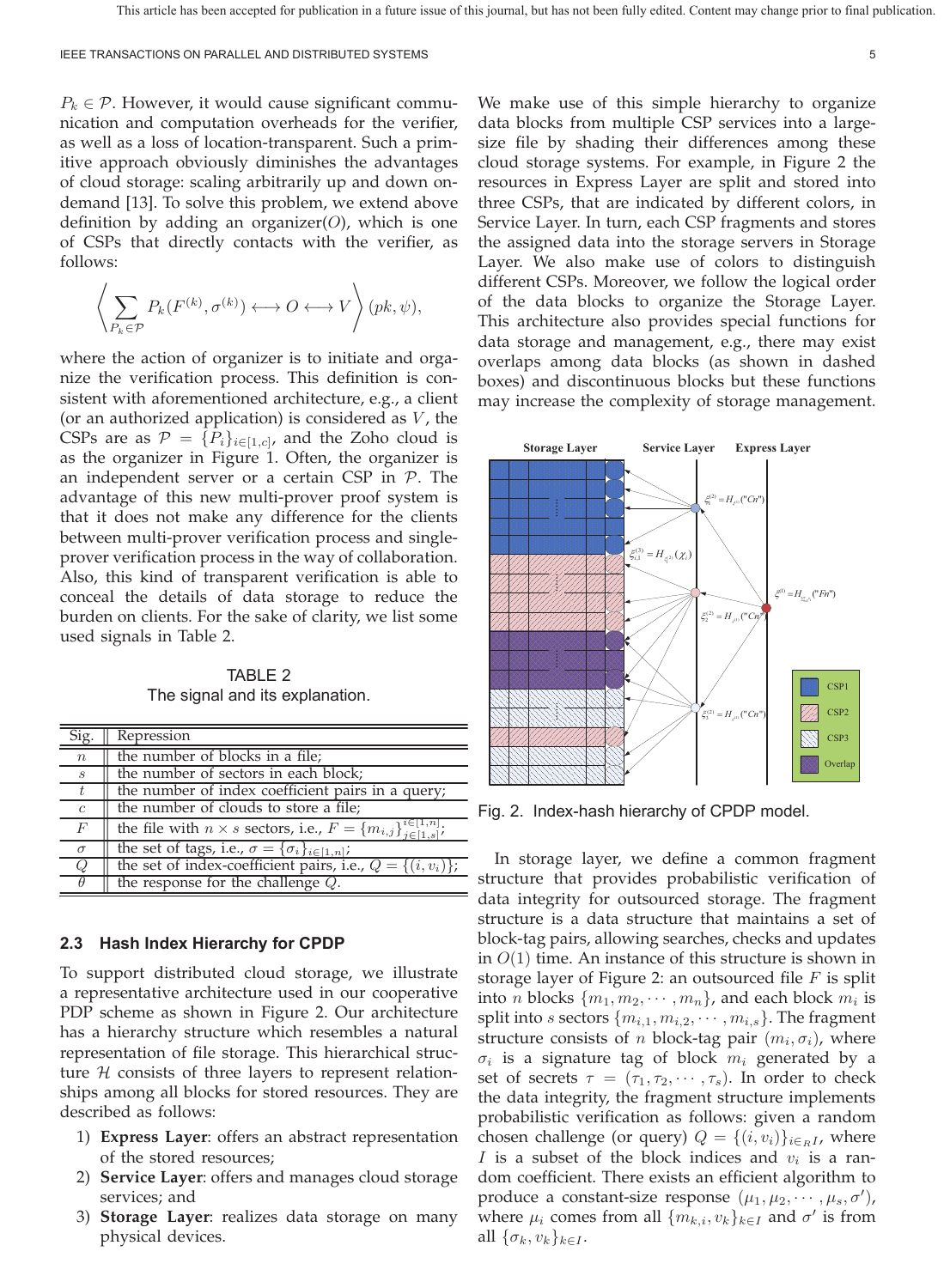$P_k \in \mathcal{P}$. However, it would cause significant communication and computation overheads for the verifier, as well as a loss of location-transparent. Such a primitive approach obviously diminishes the advantages of cloud storage: scaling arbitrarily up and down on-demand [13]. To solve this problem, we extend above definition by adding an organizer($O$), which is one of CSPs that directly contacts with the verifier, as follows:

$$\left\langle \sum_{P_k \in \mathcal{P}} P_k(F^{(k)}, \sigma^{(k)}) \longleftrightarrow O \longleftrightarrow V \right\rangle (pk, \psi),$$

where the action of organizer is to initiate and organize the verification process. This definition is consistent with aforementioned architecture, e.g., a client (or an authorized application) is considered as $V$, the CSPs are as $\mathcal{P} = \{P_i\}_{i \in [1,c]}$, and the Zoho cloud is as the organizer in Figure 1. Often, the organizer is an independent server or a certain CSP in $\mathcal{P}$. The advantage of this new multi-prover proof system is that it does not make any difference for the clients between multi-prover verification process and single-prover verification process in the way of collaboration. Also, this kind of transparent verification is able to conceal the details of data storage to reduce the burden on clients. For the sake of clarity, we list some used signals in Table 2.

TABLE 2
The signal and its explanation.

| Sig. | Repression |
|---|---|
| $n$ | the number of blocks in a file; |
| $s$ | the number of sectors in each block; |
| $t$ | the number of index coefficient pairs in a query; |
| $c$ | the number of clouds to store a file; |
| $F$ | the file with $n \times s$ sectors, i.e., $F = \{m_{i,j}\}_{j \in [1,s]}^{i \in [1,n]}$; |
| $\sigma$ | the set of tags, i.e., $\sigma = \{\sigma_i\}_{i \in [1,n]}$; |
| $Q$ | the set of index-coefficient pairs, i.e., $Q = \{(i, v_i)\}$; |
| $\theta$ | the response for the challenge $Q$. |

### 2.3 Hash Index Hierarchy for CPDP

To support distributed cloud storage, we illustrate a representative architecture used in our cooperative PDP scheme as shown in Figure 2. Our architecture has a hierarchy structure which resembles a natural representation of file storage. This hierarchical structure $\mathcal{H}$ consists of three layers to represent relationships among all blocks for stored resources. They are described as follows:

1) **Express Layer**: offers an abstract representation of the stored resources;
2) **Service Layer**: offers and manages cloud storage services; and
3) **Storage Layer**: realizes data storage on many physical devices.

We make use of this simple hierarchy to organize data blocks from multiple CSP services into a large-size file by shading their differences among these cloud storage systems. For example, in Figure 2 the resources in Express Layer are split and stored into three CSPs, that are indicated by different colors, in Service Layer. In turn, each CSP fragments and stores the assigned data into the storage servers in Storage Layer. We also make use of colors to distinguish different CSPs. Moreover, we follow the logical order of the data blocks to organize the Storage Layer. This architecture also provides special functions for data storage and management, e.g., there may exist overlaps among data blocks (as shown in dashed boxes) and discontinuous blocks but these functions may increase the complexity of storage management.

Fig. 2. Index-hash hierarchy of CPDP model.

In storage layer, we define a common fragment structure that provides probabilistic verification of data integrity for outsourced storage. The fragment structure is a data structure that maintains a set of block-tag pairs, allowing searches, checks and updates in $O(1)$ time. An instance of this structure is shown in storage layer of Figure 2: an outsourced file $F$ is split into $n$ blocks $\{m_1, m_2, \cdots, m_n\}$, and each block $m_i$ is split into $s$ sectors $\{m_{i,1}, m_{i,2}, \cdots, m_{i,s}\}$. The fragment structure consists of $n$ block-tag pair $(m_i, \sigma_i)$, where $\sigma_i$ is a signature tag of block $m_i$ generated by a set of secrets $\tau = (\tau_1, \tau_2, \cdots, \tau_s)$. In order to check the data integrity, the fragment structure implements probabilistic verification as follows: given a random chosen challenge (or query) $Q = \{(i, v_i)\}_{i \in_R I}$, where $I$ is a subset of the block indices and $v_i$ is a random coefficient. There exists an efficient algorithm to produce a constant-size response $(\mu_1, \mu_2, \cdots, \mu_s, \sigma')$, where $\mu_i$ comes from all $\{m_{k,i}, v_k\}_{k \in I}$ and $\sigma'$ is from all $\{\sigma_k, v_k\}_{k \in I}$.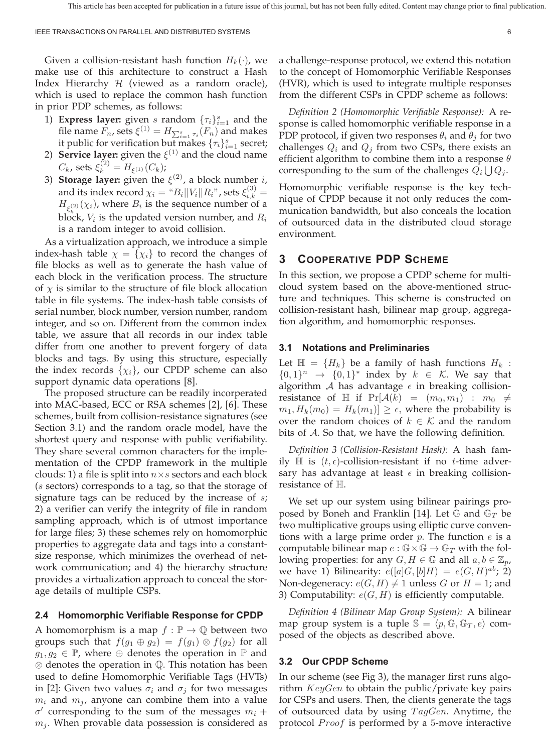Given a collision-resistant hash function $H_k(\cdot)$, we make use of this architecture to construct a Hash Index Hierarchy $\mathcal{H}$ (viewed as a random oracle), which is used to replace the common hash function in prior PDP schemes, as follows:

1) **Express layer:** given $s$ random $\{\tau_i\}_{i=1}^{s}$ and the file name $F_n$, sets $\xi^{(1)} = H_{\sum_{i=1}^{s} \tau_i}(F_n)$ and makes it public for verification but makes $\{\tau_i\}_{i=1}^{s}$ secret;
2) **Service layer:** given the $\xi^{(1)}$ and the cloud name $C_k$, sets $\xi_k^{(2)} = H_{\xi^{(1)}}(C_k)$;
3) **Storage layer:** given the $\xi^{(2)}$, a block number $i$, and its index record $\chi_i = $ "$B_i||V_i||R_i$", sets $\xi_{i,k}^{(3)} = H_{\xi_k^{(2)}}(\chi_i)$, where $B_i$ is the sequence number of a block, $V_i$ is the updated version number, and $R_i$ is a random integer to avoid collision.

As a virtualization approach, we introduce a simple index-hash table $\chi = \{\chi_i\}$ to record the changes of file blocks as well as to generate the hash value of each block in the verification process. The structure of $\chi$ is similar to the structure of file block allocation table in file systems. The index-hash table consists of serial number, block number, version number, random integer, and so on. Different from the common index table, we assure that all records in our index table differ from one another to prevent forgery of data blocks and tags. By using this structure, especially the index records $\{\chi_i\}$, our CPDP scheme can also support dynamic data operations [8].

The proposed structure can be readily incorperated into MAC-based, ECC or RSA schemes [2], [6]. These schemes, built from collision-resistance signatures (see Section 3.1) and the random oracle model, have the shortest query and response with public verifiability. They share several common characters for the implementation of the CPDP framework in the multiple clouds: 1) a file is split into $n \times s$ sectors and each block ($s$ sectors) corresponds to a tag, so that the storage of signature tags can be reduced by the increase of $s$; 2) a verifier can verify the integrity of file in random sampling approach, which is of utmost importance for large files; 3) these schemes rely on homomorphic properties to aggregate data and tags into a constant-size response, which minimizes the overhead of network communication; and 4) the hierarchy structure provides a virtualization approach to conceal the storage details of multiple CSPs.

### 2.4 Homomorphic Verifiable Response for CPDP

A homomorphism is a map $f : \mathbb{P} \rightarrow \mathbb{Q}$ between two groups such that $f(g_1 \oplus g_2) = f(g_1) \otimes f(g_2)$ for all $g_1, g_2 \in \mathbb{P}$, where $\oplus$ denotes the operation in $\mathbb{P}$ and $\otimes$ denotes the operation in $\mathbb{Q}$. This notation has been used to define Homomorphic Verifiable Tags (HVTs) in [2]: Given two values $\sigma_i$ and $\sigma_j$ for two messages $m_i$ and $m_j$, anyone can combine them into a value $\sigma'$ corresponding to the sum of the messages $m_i + m_j$. When provable data possession is considered as a challenge-response protocol, we extend this notation to the concept of Homomorphic Verifiable Responses (HVR), which is used to integrate multiple responses from the different CSPs in CPDP scheme as follows:

*Definition 2 (Homomorphic Verifiable Response):* A response is called homomorphic verifiable response in a PDP protocol, if given two responses $\theta_i$ and $\theta_j$ for two challenges $Q_i$ and $Q_j$ from two CSPs, there exists an efficient algorithm to combine them into a response $\theta$ corresponding to the sum of the challenges $Q_i \bigcup Q_j$.

Homomorphic verifiable response is the key technique of CPDP because it not only reduces the communication bandwidth, but also conceals the location of outsourced data in the distributed cloud storage environment.

## 3 Cooperative PDP Scheme

In this section, we propose a CPDP scheme for multi-cloud system based on the above-mentioned structure and techniques. This scheme is constructed on collision-resistant hash, bilinear map group, aggregation algorithm, and homomorphic responses.

### 3.1 Notations and Preliminaries

Let $\mathbb{H} = \{H_k\}$ be a family of hash functions $H_k : \{0,1\}^n \rightarrow \{0,1\}^*$ index by $k \in \mathcal{K}$. We say that algorithm $\mathcal{A}$ has advantage $\epsilon$ in breaking collision-resistance of $\mathbb{H}$ if $\Pr[\mathcal{A}(k) = (m_0, m_1) : m_0 \neq m_1, H_k(m_0) = H_k(m_1)] \geq \epsilon$, where the probability is over the random choices of $k \in \mathcal{K}$ and the random bits of $\mathcal{A}$. So that, we have the following definition.

*Definition 3 (Collision-Resistant Hash):* A hash family $\mathbb{H}$ is $(t, \epsilon)$-collision-resistant if no $t$-time adversary has advantage at least $\epsilon$ in breaking collision-resistance of $\mathbb{H}$.

We set up our system using bilinear pairings proposed by Boneh and Franklin [14]. Let $\mathbb{G}$ and $\mathbb{G}_T$ be two multiplicative groups using elliptic curve conventions with a large prime order $p$. The function $e$ is a computable bilinear map $e : \mathbb{G} \times \mathbb{G} \rightarrow \mathbb{G}_T$ with the following properties: for any $G, H \in \mathbb{G}$ and all $a, b \in \mathbb{Z}_p$, we have 1) Bilinearity: $e([a]G, [b]H) = e(G, H)^{ab}$; 2) Non-degeneracy: $e(G, H) \neq 1$ unless $G$ or $H = 1$; and 3) Computability: $e(G, H)$ is efficiently computable.

*Definition 4 (Bilinear Map Group System):* A bilinear map group system is a tuple $\mathbb{S} = \langle p, \mathbb{G}, \mathbb{G}_T, e \rangle$ composed of the objects as described above.

### 3.2 Our CPDP Scheme

In our scheme (see Fig 3), the manager first runs algorithm $KeyGen$ to obtain the public/private key pairs for CSPs and users. Then, the clients generate the tags of outsourced data by using $TagGen$. Anytime, the protocol $Proof$ is performed by a 5-move interactive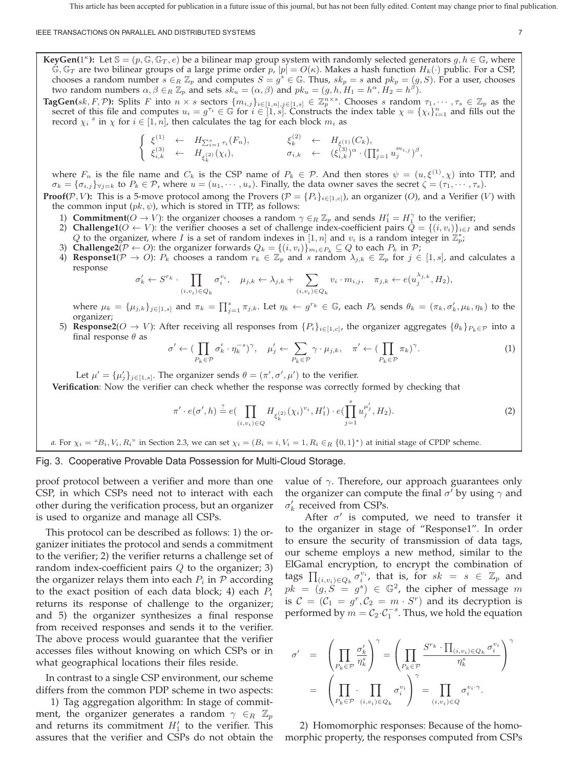**KeyGen($1^\kappa$):** Let $\mathbb{S} = (p, \mathbb{G}, \mathbb{G}_T, e)$ be a bilinear map group system with randomly selected generators $g, h \in \mathbb{G}$, where $\mathbb{G}, \mathbb{G}_T$ are two bilinear groups of a large prime order $p$, $|p| = O(\kappa)$. Makes a hash function $H_k(\cdot)$ public. For a CSP, chooses a random number $s \in_R \mathbb{Z}_p$ and computes $S = g^s \in \mathbb{G}$. Thus, $sk_p = s$ and $pk_p = (g, S)$. For a user, chooses two random numbers $\alpha, \beta \in_R \mathbb{Z}_p$ and sets $sk_u = (\alpha, \beta)$ and $pk_u = (g, h, H_1 = h^\alpha, H_2 = h^\beta)$.

**TagGen($sk, F, \mathcal{P}$):** Splits $F$ into $n \times s$ sectors $\{m_{i,j}\}_{i\in[1,n], j\in[1,s]} \in \mathbb{Z}_p^{n\times s}$. Chooses $s$ random $\tau_1, \cdots, \tau_s \in \mathbb{Z}_p$ as the secret of this file and computes $u_i = g^{\tau_i} \in \mathbb{G}$ for $i \in [1, s]$. Constructs the index table $\chi = \{\chi_i\}_{i=1}^n$ and fills out the record $\chi_i$ [a] in $\chi$ for $i \in [1, n]$, then calculates the tag for each block $m_i$ as

$$
\left\{
\begin{array}{llll}
\xi^{(1)} & \leftarrow & H_{\sum_{i=1}^s \tau_i}(F_n), & \xi_k^{(2)} \leftarrow H_{\xi^{(1)}}(C_k), \\
\xi_{i,k}^{(3)} & \leftarrow & H_{\xi_k^{(2)}}(\chi_i), & \sigma_{i,k} \leftarrow (\xi_{i,k}^{(3)})^\alpha \cdot (\prod_{j=1}^s u_j^{m_{i,j}})^\beta,
\end{array}
\right.
$$

where $F_n$ is the file name and $C_k$ is the CSP name of $P_k \in \mathcal{P}$. And then stores $\psi = (u, \xi^{(1)}, \chi)$ into TTP, and $\sigma_k = \{\sigma_{i,j}\}_{\forall j=k}$ to $P_k \in \mathcal{P}$, where $u = (u_1, \cdots, u_s)$. Finally, the data owner saves the secret $\zeta = (\tau_1, \cdots, \tau_s)$.

**Proof($\mathcal{P}, V$):** This is a 5-move protocol among the Provers ($\mathcal{P} = \{P_i\}_{i\in[1,c]}$), an organizer ($O$), and a Verifier ($V$) with the common input $(pk, \psi)$, which is stored in TTP, as follows:

1) **Commitment**($O \to V$): the organizer chooses a random $\gamma \in_R \mathbb{Z}_p$ and sends $H_1' = H_1^\gamma$ to the verifier;
2) **Challenge1**($O \leftarrow V$): the verifier chooses a set of challenge index-coefficient pairs $Q = \{(i, v_i)\}_{i\in I}$ and sends $Q$ to the organizer, where $I$ is a set of random indexes in $[1, n]$ and $v_i$ is a random integer in $\mathbb{Z}_p^*$;
3) **Challenge2**($\mathcal{P} \leftarrow O$): the organizer forwards $Q_k = \{(i, v_i)\}_{m_i \in P_k} \subseteq Q$ to each $P_k$ in $\mathcal{P}$;
4) **Response1**($\mathcal{P} \to O$): $P_k$ chooses a random $r_k \in \mathbb{Z}_p$ and $s$ random $\lambda_{j,k} \in \mathbb{Z}_p$ for $j \in [1, s]$, and calculates a response

$$
\sigma_k' \leftarrow S^{r_k} \cdot \prod_{(i,v_i)\in Q_k} \sigma_i^{v_i}, \quad \mu_{j,k} \leftarrow \lambda_{j,k} + \sum_{(i,v_i)\in Q_k} v_i \cdot m_{i,j}, \quad \pi_{j,k} \leftarrow e(u_j^{\lambda_{j,k}}, H_2),
$$

where $\mu_k = \{\mu_{j,k}\}_{j\in[1,s]}$ and $\pi_k = \prod_{j=1}^s \pi_{j,k}$. Let $\eta_k \leftarrow g^{r_k} \in \mathbb{G}$, each $P_k$ sends $\theta_k = (\pi_k, \sigma_k', \mu_k, \eta_k)$ to the organizer;

5) **Response2**($O \to V$): After receiving all responses from $\{P_i\}_{i\in[1,c]}$, the organizer aggregates $\{\theta_k\}_{P_k\in\mathcal{P}}$ into a final response $\theta$ as

$$
\sigma' \leftarrow (\prod_{P_k\in\mathcal{P}} \sigma_k' \cdot \eta_k^{-s})^\gamma, \quad \mu_j' \leftarrow \sum_{P_k\in\mathcal{P}} \gamma \cdot \mu_{j,k}, \quad \pi' \leftarrow (\prod_{P_k\in\mathcal{P}} \pi_k)^\gamma. \tag{1}
$$

Let $\mu' = \{\mu_j'\}_{j\in[1,s]}$. The organizer sends $\theta = (\pi', \sigma', \mu')$ to the verifier.

**Verification**: Now the verifier can check whether the response was correctly formed by checking that

$$
\pi' \cdot e(\sigma', h) \stackrel{?}{=} e(\prod_{(i,v_i)\in Q} H_{\xi_k^{(2)}}(\chi_i)^{v_i}, H_1') \cdot e(\prod_{j=1}^s u_j^{\mu_j'}, H_2). \tag{2}
$$

a. For $\chi_i$ = "$B_i, V_i, R_i$" in Section 2.3, we can set $\chi_i = (B_i = i, V_i = 1, R_i \in_R \{0,1\}^*)$ at initial stage of CPDP scheme.

Fig. 3. Cooperative Provable Data Possession for Multi-Cloud Storage.

proof protocol between a verifier and more than one CSP, in which CSPs need not to interact with each other during the verification process, but an organizer is used to organize and manage all CSPs.

This protocol can be described as follows: 1) the organizer initiates the protocol and sends a commitment to the verifier; 2) the verifier returns a challenge set of random index-coefficient pairs $Q$ to the organizer; 3) the organizer relays them into each $P_i$ in $\mathcal{P}$ according to the exact position of each data block; 4) each $P_i$ returns its response of challenge to the organizer; and 5) the organizer synthesizes a final response from received responses and sends it to the verifier. The above process would guarantee that the verifier accesses files without knowing on which CSPs or in what geographical locations their files reside.

In contrast to a single CSP environment, our scheme differs from the common PDP scheme in two aspects:

1) Tag aggregation algorithm: In stage of commitment, the organizer generates a random $\gamma \in_R \mathbb{Z}_p$ and returns its commitment $H_1'$ to the verifier. This assures that the verifier and CSPs do not obtain the value of $\gamma$. Therefore, our approach guarantees only the organizer can compute the final $\sigma'$ by using $\gamma$ and $\sigma_k'$ received from CSPs.

After $\sigma'$ is computed, we need to transfer it to the organizer in stage of "Response1". In order to ensure the security of transmission of data tags, our scheme employs a new method, similar to the ElGamal encryption, to encrypt the combination of tags $\prod_{(i,v_i)\in Q_k} \sigma_i^{v_i}$, that is, for $sk = s \in \mathbb{Z}_p$ and $pk = (g, S = g^s) \in \mathbb{G}^2$, the cipher of message $m$ is $\mathcal{C} = (\mathcal{C}_1 = g^r, \mathcal{C}_2 = m \cdot S^r)$ and its decryption is performed by $m = \mathcal{C}_2 \cdot \mathcal{C}_1^{-s}$. Thus, we hold the equation

$$
\begin{aligned}
\sigma' &= \left(\prod_{P_k\in\mathcal{P}} \frac{\sigma_k'}{\eta_k^s}\right)^\gamma = \left(\prod_{P_k\in\mathcal{P}} \frac{S^{r_k} \cdot \prod_{(i,v_i)\in Q_k} \sigma_i^{v_i}}{\eta_k^s}\right)^\gamma \\
&= \left(\prod_{P_k\in\mathcal{P}} \cdot \prod_{(i,v_i)\in Q_k} \sigma_i^{v_i}\right)^\gamma = \prod_{(i,v_i)\in Q} \sigma_i^{v_i\cdot\gamma}.
\end{aligned}
$$

2) Homomorphic responses: Because of the homomorphic property, the responses computed from CSPs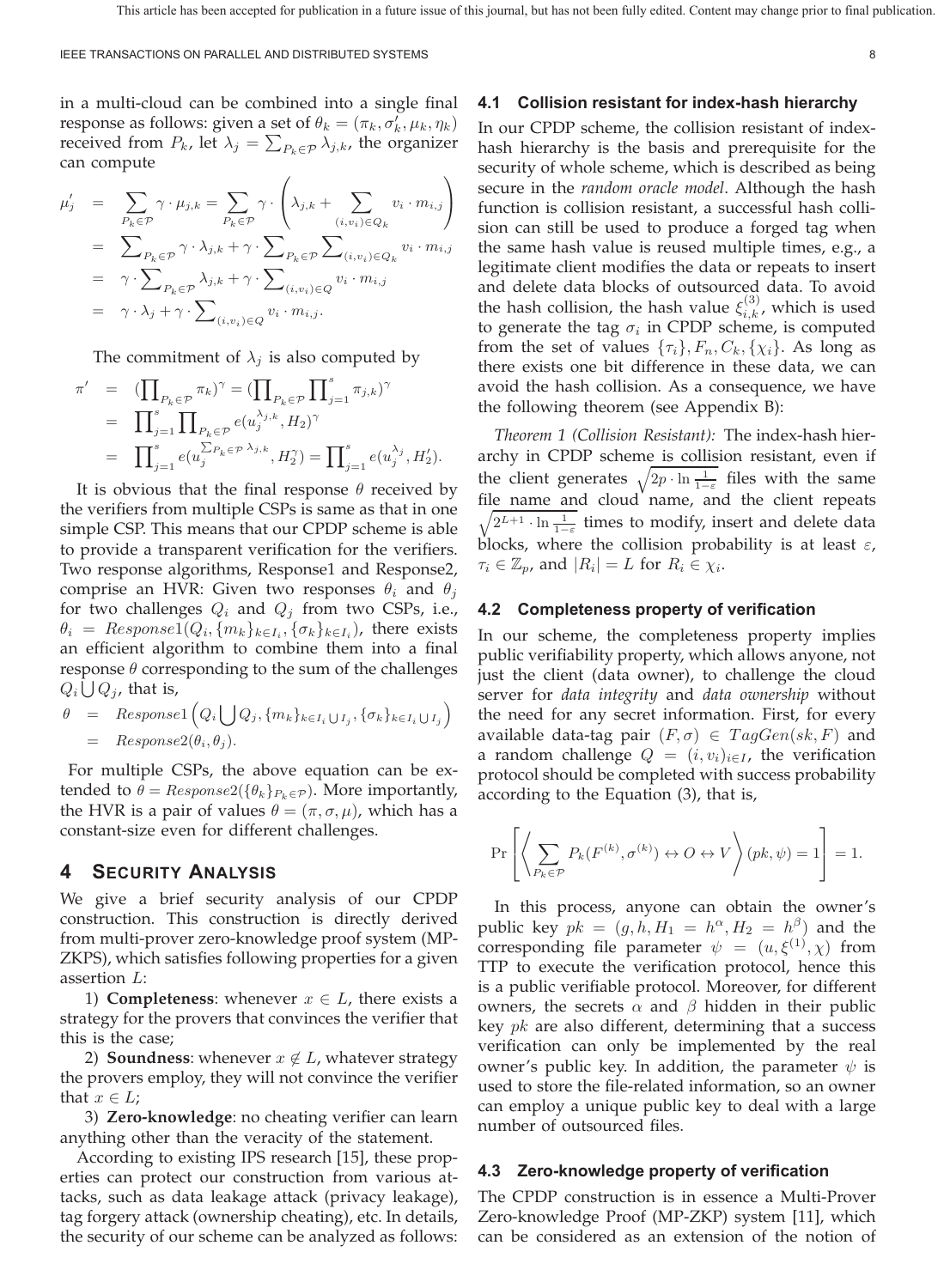in a multi-cloud can be combined into a single final response as follows: given a set of $\theta_k = (\pi_k, \sigma'_k, \mu_k, \eta_k)$ received from $P_k$, let $\lambda_j = \sum_{P_k \in \mathcal{P}} \lambda_{j,k}$, the organizer can compute

$$
\begin{aligned}
\mu'_j &= \sum_{P_k \in \mathcal{P}} \gamma \cdot \mu_{j,k} = \sum_{P_k \in \mathcal{P}} \gamma \cdot \left( \lambda_{j,k} + \sum_{(i,v_i) \in Q_k} v_i \cdot m_{i,j} \right) \\
&= \sum_{P_k \in \mathcal{P}} \gamma \cdot \lambda_{j,k} + \gamma \cdot \sum_{P_k \in \mathcal{P}} \sum_{(i,v_i) \in Q_k} v_i \cdot m_{i,j} \\
&= \gamma \cdot \sum_{P_k \in \mathcal{P}} \lambda_{j,k} + \gamma \cdot \sum_{(i,v_i) \in Q} v_i \cdot m_{i,j} \\
&= \gamma \cdot \lambda_j + \gamma \cdot \sum_{(i,v_i) \in Q} v_i \cdot m_{i,j}.
\end{aligned}
$$

The commitment of $\lambda_j$ is also computed by

$$
\begin{aligned}
\pi' &= \left(\prod_{P_k \in \mathcal{P}} \pi_k\right)^\gamma = \left(\prod_{P_k \in \mathcal{P}} \prod_{j=1}^{s} \pi_{j,k}\right)^\gamma \\
&= \prod_{j=1}^{s} \prod_{P_k \in \mathcal{P}} e(u_j^{\lambda_{j,k}}, H_2)^\gamma \\
&= \prod_{j=1}^{s} e(u_j^{\sum_{P_k \in \mathcal{P}} \lambda_{j,k}}, H_2^\gamma) = \prod_{j=1}^{s} e(u_j^{\lambda_j}, H'_2).
\end{aligned}
$$

It is obvious that the final response $\theta$ received by the verifiers from multiple CSPs is same as that in one simple CSP. This means that our CPDP scheme is able to provide a transparent verification for the verifiers. Two response algorithms, Response1 and Response2, comprise an HVR: Given two responses $\theta_i$ and $\theta_j$ for two challenges $Q_i$ and $Q_j$ from two CSPs, i.e., $\theta_i = Response1(Q_i, \{m_k\}_{k \in I_i}, \{\sigma_k\}_{k \in I_i})$, there exists an efficient algorithm to combine them into a final response $\theta$ corresponding to the sum of the challenges $Q_i \bigcup Q_j$, that is,

$$
\begin{aligned}
\theta &= Response1\left(Q_i \bigcup Q_j, \{m_k\}_{k \in I_i \bigcup I_j}, \{\sigma_k\}_{k \in I_i \bigcup I_j}\right) \\
&= Response2(\theta_i, \theta_j).
\end{aligned}
$$

For multiple CSPs, the above equation can be extended to $\theta = Response2(\{\theta_k\}_{P_k \in \mathcal{P}})$. More importantly, the HVR is a pair of values $\theta = (\pi, \sigma, \mu)$, which has a constant-size even for different challenges.

## 4 Security Analysis

We give a brief security analysis of our CPDP construction. This construction is directly derived from multi-prover zero-knowledge proof system (MP-ZKPS), which satisfies following properties for a given assertion $L$:

1) **Completeness**: whenever $x \in L$, there exists a strategy for the provers that convinces the verifier that this is the case;

2) **Soundness**: whenever $x \notin L$, whatever strategy the provers employ, they will not convince the verifier that $x \in L$;

3) **Zero-knowledge**: no cheating verifier can learn anything other than the veracity of the statement.

According to existing IPS research [15], these properties can protect our construction from various attacks, such as data leakage attack (privacy leakage), tag forgery attack (ownership cheating), etc. In details, the security of our scheme can be analyzed as follows:

### 4.1 Collision resistant for index-hash hierarchy

In our CPDP scheme, the collision resistant of index-hash hierarchy is the basis and prerequisite for the security of whole scheme, which is described as being secure in the *random oracle model*. Although the hash function is collision resistant, a successful hash collision can still be used to produce a forged tag when the same hash value is reused multiple times, e.g., a legitimate client modifies the data or repeats to insert and delete data blocks of outsourced data. To avoid the hash collision, the hash value $\xi_{i,k}^{(3)}$, which is used to generate the tag $\sigma_i$ in CPDP scheme, is computed from the set of values $\{\tau_i\}, F_n, C_k, \{\chi_i\}$. As long as there exists one bit difference in these data, we can avoid the hash collision. As a consequence, we have the following theorem (see Appendix B):

*Theorem 1 (Collision Resistant):* The index-hash hierarchy in CPDP scheme is collision resistant, even if the client generates $\sqrt{2p \cdot \ln \frac{1}{1-\varepsilon}}$ files with the same file name and cloud name, and the client repeats $\sqrt{2^{L+1} \cdot \ln \frac{1}{1-\varepsilon}}$ times to modify, insert and delete data blocks, where the collision probability is at least $\varepsilon$, $\tau_i \in \mathbb{Z}_p$, and $|R_i| = L$ for $R_i \in \chi_i$.

### 4.2 Completeness property of verification

In our scheme, the completeness property implies public verifiability property, which allows anyone, not just the client (data owner), to challenge the cloud server for *data integrity* and *data ownership* without the need for any secret information. First, for every available data-tag pair $(F, \sigma) \in TagGen(sk, F)$ and a random challenge $Q = (i, v_i)_{i \in I}$, the verification protocol should be completed with success probability according to the Equation (3), that is,

$$
\Pr\left[\left\langle \sum_{P_k \in \mathcal{P}} P_k(F^{(k)}, \sigma^{(k)}) \leftrightarrow O \leftrightarrow V \right\rangle (pk, \psi) = 1\right] = 1.
$$

In this process, anyone can obtain the owner's public key $pk = (g, h, H_1 = h^\alpha, H_2 = h^\beta)$ and the corresponding file parameter $\psi = (u, \xi^{(1)}, \chi)$ from TTP to execute the verification protocol, hence this is a public verifiable protocol. Moreover, for different owners, the secrets $\alpha$ and $\beta$ hidden in their public key $pk$ are also different, determining that a success verification can only be implemented by the real owner's public key. In addition, the parameter $\psi$ is used to store the file-related information, so an owner can employ a unique public key to deal with a large number of outsourced files.

### 4.3 Zero-knowledge property of verification

The CPDP construction is in essence a Multi-Prover Zero-knowledge Proof (MP-ZKP) system [11], which can be considered as an extension of the notion of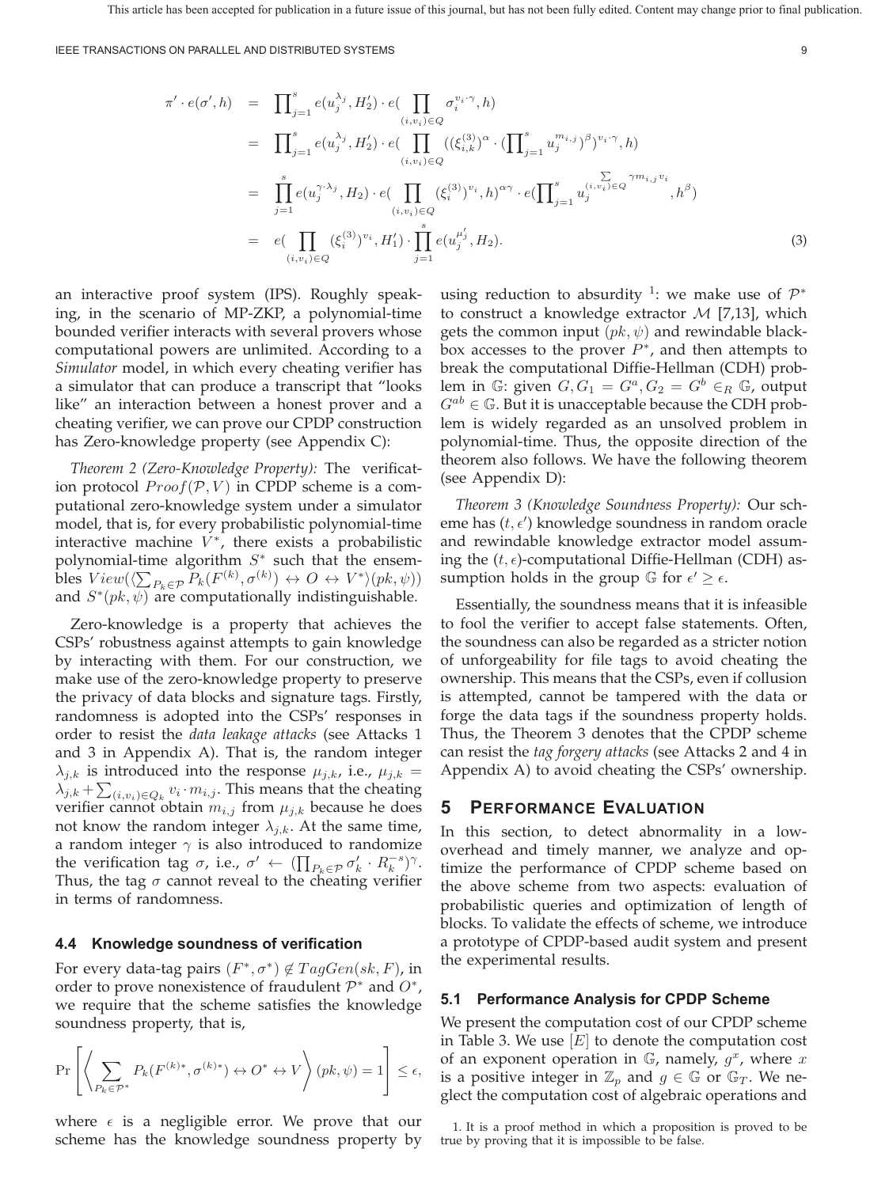$$
\begin{aligned}
\pi' \cdot e(\sigma', h) &= \prod_{j=1}^{s} e(u_j^{\lambda_j}, H_2') \cdot e(\prod_{(i,v_i)\in Q} \sigma_i^{v_i \cdot \gamma}, h) \\
&= \prod_{j=1}^{s} e(u_j^{\lambda_j}, H_2') \cdot e(\prod_{(i,v_i)\in Q} ((\xi_{i,k}^{(3)})^{\alpha} \cdot (\prod_{j=1}^{s} u_j^{m_{i,j}})^{\beta})^{v_i \cdot \gamma}, h) \\
&= \prod_{j=1}^{s} e(u_j^{\gamma \cdot \lambda_j}, H_2) \cdot e(\prod_{(i,v_i)\in Q} (\xi_i^{(3)})^{v_i}, h)^{\alpha\gamma} \cdot e(\prod_{j=1}^{s} u_j^{\sum_{(i,v_i)\in Q} \gamma m_{i,j} v_i}, h^{\beta}) \\
&= e(\prod_{(i,v_i)\in Q} (\xi_i^{(3)})^{v_i}, H_1') \cdot \prod_{j=1}^{s} e(u_j^{\mu_j'}, H_2).
\end{aligned}
\tag{3}
$$

an interactive proof system (IPS). Roughly speaking, in the scenario of MP-ZKP, a polynomial-time bounded verifier interacts with several provers whose computational powers are unlimited. According to a *Simulator* model, in which every cheating verifier has a simulator that can produce a transcript that "looks like" an interaction between a honest prover and a cheating verifier, we can prove our CPDP construction has Zero-knowledge property (see Appendix C):

*Theorem 2 (Zero-Knowledge Property):* The verification protocol $Proof(\mathcal{P}, V)$ in CPDP scheme is a computational zero-knowledge system under a simulator model, that is, for every probabilistic polynomial-time interactive machine $V^*$, there exists a probabilistic polynomial-time algorithm $S^*$ such that the ensembles $View(\langle \sum_{P_k \in \mathcal{P}} P_k(F^{(k)}, \sigma^{(k)}) \leftrightarrow O \leftrightarrow V^* \rangle (pk, \psi))$ and $S^*(pk, \psi)$ are computationally indistinguishable.

Zero-knowledge is a property that achieves the CSPs' robustness against attempts to gain knowledge by interacting with them. For our construction, we make use of the zero-knowledge property to preserve the privacy of data blocks and signature tags. Firstly, randomness is adopted into the CSPs' responses in order to resist the *data leakage attacks* (see Attacks 1 and 3 in Appendix A). That is, the random integer $\lambda_{j,k}$ is introduced into the response $\mu_{j,k}$, i.e., $\mu_{j,k} = \lambda_{j,k} + \sum_{(i,v_i)\in Q_k} v_i \cdot m_{i,j}$. This means that the cheating verifier cannot obtain $m_{i,j}$ from $\mu_{j,k}$ because he does not know the random integer $\lambda_{j,k}$. At the same time, a random integer $\gamma$ is also introduced to randomize the verification tag $\sigma$, i.e., $\sigma' \leftarrow (\prod_{P_k \in \mathcal{P}} \sigma_k' \cdot R_k^{-s})^{\gamma}$. Thus, the tag $\sigma$ cannot reveal to the cheating verifier in terms of randomness.

### 4.4 Knowledge soundness of verification

For every data-tag pairs $(F^*, \sigma^*) \notin TagGen(sk, F)$, in order to prove nonexistence of fraudulent $\mathcal{P}^*$ and $O^*$, we require that the scheme satisfies the knowledge soundness property, that is,

$$
\Pr\left[\left\langle \sum_{P_k \in \mathcal{P}^*} P_k(F^{(k)*}, \sigma^{(k)*}) \leftrightarrow O^* \leftrightarrow V \right\rangle (pk, \psi) = 1\right] \leq \epsilon,
$$

where $\epsilon$ is a negligible error. We prove that our scheme has the knowledge soundness property by using reduction to absurdity [1]: we make use of $\mathcal{P}^*$ to construct a knowledge extractor $\mathcal{M}$ [7,13], which gets the common input $(pk, \psi)$ and rewindable blackbox accesses to the prover $P^*$, and then attempts to break the computational Diffie-Hellman (CDH) problem in $\mathbb{G}$: given $G, G_1 = G^a, G_2 = G^b \in_R \mathbb{G}$, output $G^{ab} \in \mathbb{G}$. But it is unacceptable because the CDH problem is widely regarded as an unsolved problem in polynomial-time. Thus, the opposite direction of the theorem also follows. We have the following theorem (see Appendix D):

*Theorem 3 (Knowledge Soundness Property):* Our scheme has $(t, \epsilon')$ knowledge soundness in random oracle and rewindable knowledge extractor model assuming the $(t, \epsilon)$-computational Diffie-Hellman (CDH) assumption holds in the group $\mathbb{G}$ for $\epsilon' \geq \epsilon$.

Essentially, the soundness means that it is infeasible to fool the verifier to accept false statements. Often, the soundness can also be regarded as a stricter notion of unforgeability for file tags to avoid cheating the ownership. This means that the CSPs, even if collusion is attempted, cannot be tampered with the data or forge the data tags if the soundness property holds. Thus, the Theorem 3 denotes that the CPDP scheme can resist the *tag forgery attacks* (see Attacks 2 and 4 in Appendix A) to avoid cheating the CSPs' ownership.

## 5 Performance Evaluation

In this section, to detect abnormality in a low-overhead and timely manner, we analyze and optimize the performance of CPDP scheme based on the above scheme from two aspects: evaluation of probabilistic queries and optimization of length of blocks. To validate the effects of scheme, we introduce a prototype of CPDP-based audit system and present the experimental results.

### 5.1 Performance Analysis for CPDP Scheme

We present the computation cost of our CPDP scheme in Table 3. We use $[E]$ to denote the computation cost of an exponent operation in $\mathbb{G}$, namely, $g^x$, where $x$ is a positive integer in $\mathbb{Z}_p$ and $g \in \mathbb{G}$ or $\mathbb{G}_T$. We neglect the computation cost of algebraic operations and

[1] It is a proof method in which a proposition is proved to be true by proving that it is impossible to be false.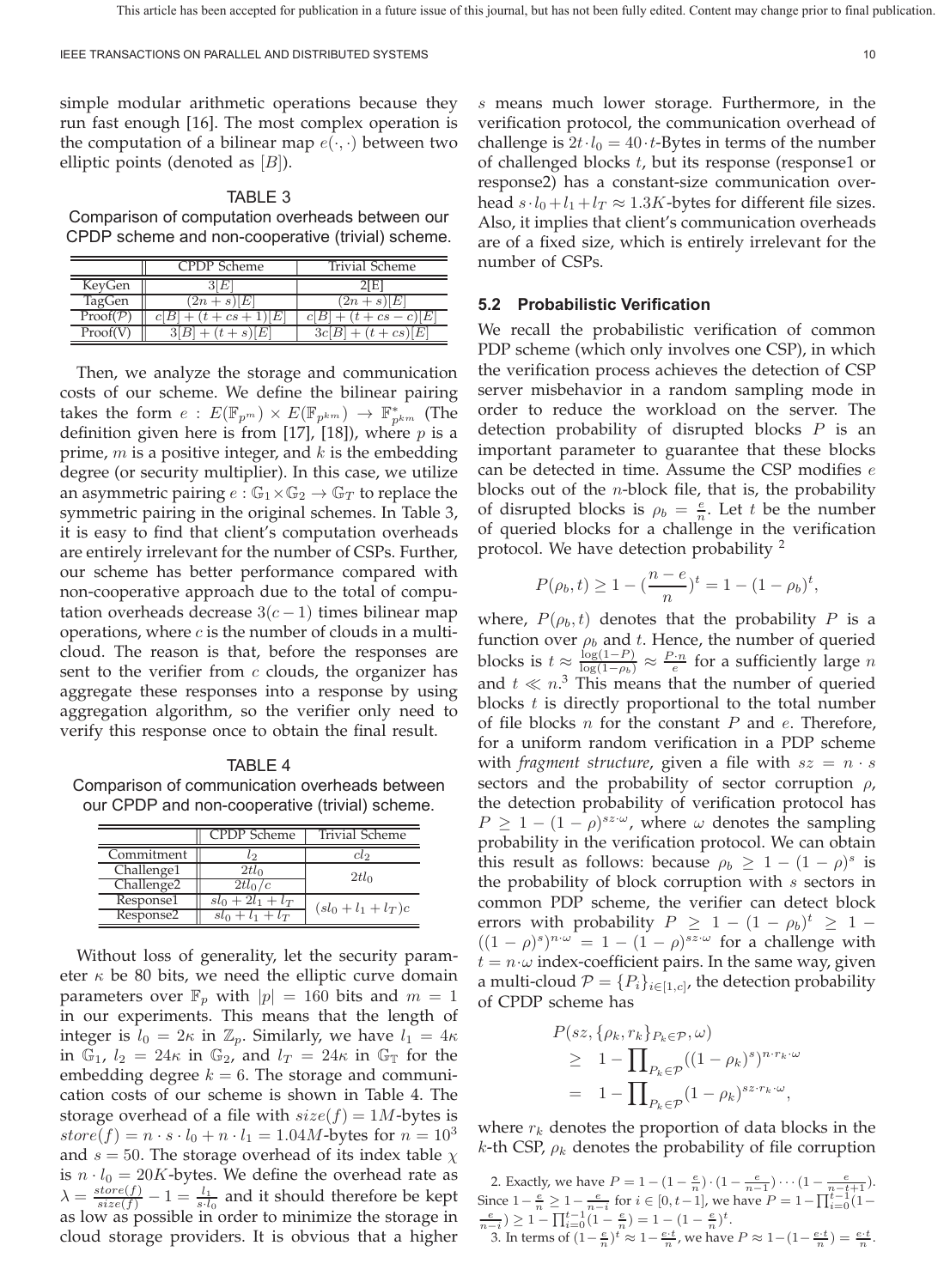simple modular arithmetic operations because they run fast enough [16]. The most complex operation is the computation of a bilinear map $e(\cdot,\cdot)$ between two elliptic points (denoted as $[B]$).

TABLE 3
Comparison of computation overheads between our CPDP scheme and non-cooperative (trivial) scheme.

| | CPDP Scheme | Trivial Scheme |
|---|---|---|
| KeyGen | $3[E]$ | $2[E]$ |
| TagGen | $(2n+s)[E]$ | $(2n+s)[E]$ |
| Proof($\mathcal{P}$) | $c[B]+(t+cs+1)[E]$ | $c[B]+(t+cs-c)[E]$ |
| Proof(V) | $3[B]+(t+s)[E]$ | $3c[B]+(t+cs)[E]$ |

Then, we analyze the storage and communication costs of our scheme. We define the bilinear pairing takes the form $e: E(\mathbb{F}_{p^m}) \times E(\mathbb{F}_{p^{km}}) \rightarrow \mathbb{F}^*_{p^{km}}$ (The definition given here is from [17], [18]), where $p$ is a prime, $m$ is a positive integer, and $k$ is the embedding degree (or security multiplier). In this case, we utilize an asymmetric pairing $e: \mathbb{G}_1 \times \mathbb{G}_2 \rightarrow \mathbb{G}_T$ to replace the symmetric pairing in the original schemes. In Table 3, it is easy to find that client's computation overheads are entirely irrelevant for the number of CSPs. Further, our scheme has better performance compared with non-cooperative approach due to the total of computation overheads decrease $3(c-1)$ times bilinear map operations, where $c$ is the number of clouds in a multicloud. The reason is that, before the responses are sent to the verifier from $c$ clouds, the organizer has aggregate these responses into a response by using aggregation algorithm, so the verifier only need to verify this response once to obtain the final result.

TABLE 4
Comparison of communication overheads between our CPDP and non-cooperative (trivial) scheme.

| | CPDP Scheme | Trivial Scheme |
|---|---|---|
| Commitment | $l_2$ | $cl_2$ |
| Challenge1 | $2tl_0$ | $2tl_0$ |
| Challenge2 | $2tl_0/c$ | |
| Response1 | $sl_0+2l_1+l_T$ | $(sl_0+l_1+l_T)c$ |
| Response2 | $sl_0+l_1+l_T$ | |

Without loss of generality, let the security parameter $\kappa$ be 80 bits, we need the elliptic curve domain parameters over $\mathbb{F}_p$ with $|p|=160$ bits and $m=1$ in our experiments. This means that the length of integer is $l_0 = 2\kappa$ in $\mathbb{Z}_p$. Similarly, we have $l_1 = 4\kappa$ in $\mathbb{G}_1$, $l_2 = 24\kappa$ in $\mathbb{G}_2$, and $l_T = 24\kappa$ in $\mathbb{G}_{\mathbb{T}}$ for the embedding degree $k=6$. The storage and communication costs of our scheme is shown in Table 4. The storage overhead of a file with $size(f) = 1M$-bytes is $store(f) = n\cdot s\cdot l_0 + n\cdot l_1 = 1.04M$-bytes for $n=10^3$ and $s=50$. The storage overhead of its index table $\chi$ is $n\cdot l_0 = 20K$-bytes. We define the overhead rate as $\lambda = \frac{store(f)}{size(f)} - 1 = \frac{l_1}{s\cdot l_0}$ and it should therefore be kept as low as possible in order to minimize the storage in cloud storage providers. It is obvious that a higher $s$ means much lower storage. Furthermore, in the verification protocol, the communication overhead of challenge is $2t\cdot l_0 = 40\cdot t$-Bytes in terms of the number of challenged blocks $t$, but its response (response1 or response2) has a constant-size communication overhead $s\cdot l_0 + l_1 + l_T \approx 1.3K$-bytes for different file sizes. Also, it implies that client's communication overheads are of a fixed size, which is entirely irrelevant for the number of CSPs.

### 5.2 Probabilistic Verification

We recall the probabilistic verification of common PDP scheme (which only involves one CSP), in which the verification process achieves the detection of CSP server misbehavior in a random sampling mode in order to reduce the workload on the server. The detection probability of disrupted blocks $P$ is an important parameter to guarantee that these blocks can be detected in time. Assume the CSP modifies $e$ blocks out of the $n$-block file, that is, the probability of disrupted blocks is $\rho_b = \frac{e}{n}$. Let $t$ be the number of queried blocks for a challenge in the verification protocol. We have detection probability [2]

$$P(\rho_b, t) \geq 1 - \left(\frac{n-e}{n}\right)^t = 1 - (1-\rho_b)^t,$$

where, $P(\rho_b, t)$ denotes that the probability $P$ is a function over $\rho_b$ and $t$. Hence, the number of queried blocks is $t \approx \frac{\log(1-P)}{\log(1-\rho_b)} \approx \frac{P\cdot n}{e}$ for a sufficiently large $n$ and $t \ll n$.[3] This means that the number of queried blocks $t$ is directly proportional to the total number of file blocks $n$ for the constant $P$ and $e$. Therefore, for a uniform random verification in a PDP scheme with *fragment structure*, given a file with $sz = n\cdot s$ sectors and the probability of sector corruption $\rho$, the detection probability of verification protocol has $P \geq 1-(1-\rho)^{sz\cdot\omega}$, where $\omega$ denotes the sampling probability in the verification protocol. We can obtain this result as follows: because $\rho_b \geq 1-(1-\rho)^s$ is the probability of block corruption with $s$ sectors in common PDP scheme, the verifier can detect block errors with probability $P \geq 1-(1-\rho_b)^t \geq 1-((1-\rho)^s)^{n\cdot\omega} = 1-(1-\rho)^{sz\cdot\omega}$ for a challenge with $t = n\cdot\omega$ index-coefficient pairs. In the same way, given a multi-cloud $\mathcal{P} = \{P_i\}_{i\in[1,c]}$, the detection probability of CPDP scheme has

$$\begin{aligned} & P(sz, \{\rho_k, r_k\}_{P_k\in\mathcal{P}}, \omega) \\ \geq\ & 1 - \prod\nolimits_{P_k\in\mathcal{P}} ((1-\rho_k)^s)^{n\cdot r_k\cdot\omega} \\ =\ & 1 - \prod\nolimits_{P_k\in\mathcal{P}} (1-\rho_k)^{sz\cdot r_k\cdot\omega}, \end{aligned}$$

where $r_k$ denotes the proportion of data blocks in the $k$-th CSP, $\rho_k$ denotes the probability of file corruption

2. Exactly, we have $P = 1-(1-\frac{e}{n})\cdot(1-\frac{e}{n-1})\cdots(1-\frac{e}{n-t+1})$. Since $1-\frac{e}{n} \geq 1-\frac{e}{n-i}$ for $i\in[0,t-1]$, we have $P = 1-\prod_{i=0}^{t-1}(1-\frac{e}{n-i}) \geq 1-\prod_{i=0}^{t-1}(1-\frac{e}{n}) = 1-(1-\frac{e}{n})^t$.

3. In terms of $(1-\frac{e}{n})^t \approx 1-\frac{e\cdot t}{n}$, we have $P \approx 1-(1-\frac{e\cdot t}{n}) = \frac{e\cdot t}{n}$.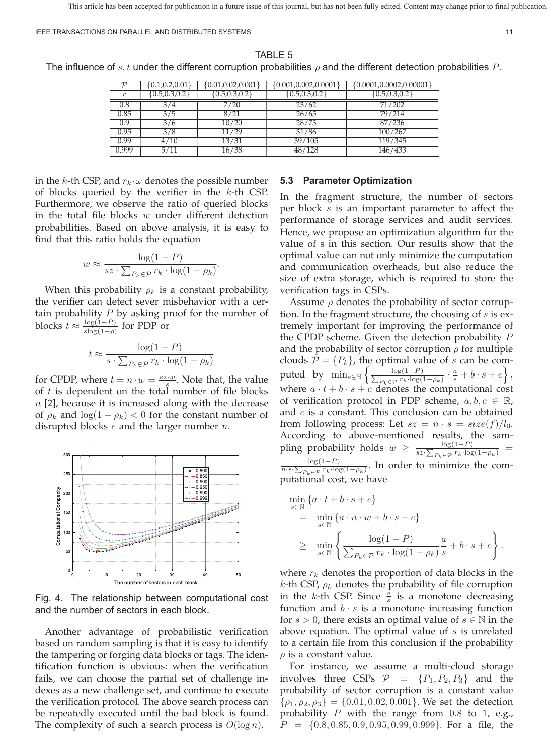TABLE 5
The influence of $s, t$ under the different corruption probabilities $\rho$ and the different detection probabilities $P$.

| $\mathcal{P}$ | {0.1,0.2,0.01} | {0.01,0.02,0.001} | {0.001,0.002,0.0001} | {0.0001,0.0002,0.00001} |
|---|---|---|---|---|
| $r$ | {0.5,0.3,0.2} | {0.5,0.3,0.2} | {0.5,0.3,0.2} | {0.5,0.3,0.2} |
| 0.8 | 3/4 | 7/20 | 23/62 | 71/202 |
| 0.85 | 3/5 | 8/21 | 26/65 | 79/214 |
| 0.9 | 3/6 | 10/20 | 28/73 | 87/236 |
| 0.95 | 3/8 | 11/29 | 31/86 | 100/267 |
| 0.99 | 4/10 | 13/31 | 39/105 | 119/345 |
| 0.999 | 5/11 | 16/38 | 48/128 | 146/433 |

in the $k$-th CSP, and $r_k \cdot \omega$ denotes the possible number of blocks queried by the verifier in the $k$-th CSP. Furthermore, we observe the ratio of queried blocks in the total file blocks $w$ under different detection probabilities. Based on above analysis, it is easy to find that this ratio holds the equation

$$w \approx \frac{\log(1-P)}{sz \cdot \sum_{P_k \in \mathcal{P}} r_k \cdot \log(1-\rho_k)}.$$

When this probability $\rho_k$ is a constant probability, the verifier can detect sever misbehavior with a certain probability $P$ by asking proof for the number of blocks $t \approx \frac{\log(1-P)}{s\log(1-\rho)}$ for PDP or

$$t \approx \frac{\log(1-P)}{s \cdot \sum_{P_k \in \mathcal{P}} r_k \cdot \log(1-\rho_k)}$$

for CPDP, where $t = n \cdot w = \frac{sz \cdot w}{s}$. Note that, the value of $t$ is dependent on the total number of file blocks $n$ [2], because it is increased along with the decrease of $\rho_k$ and $\log(1-\rho_k) < 0$ for the constant number of disrupted blocks $e$ and the larger number $n$.

Fig. 4. The relationship between computational cost and the number of sectors in each block.

Another advantage of probabilistic verification based on random sampling is that it is easy to identify the tampering or forging data blocks or tags. The identification function is obvious: when the verification fails, we can choose the partial set of challenge indexes as a new challenge set, and continue to execute the verification protocol. The above search process can be repeatedly executed until the bad block is found. The complexity of such a search process is $O(\log n)$.

### 5.3 Parameter Optimization

In the fragment structure, the number of sectors per block $s$ is an important parameter to affect the performance of storage services and audit services. Hence, we propose an optimization algorithm for the value of s in this section. Our results show that the optimal value can not only minimize the computation and communication overheads, but also reduce the size of extra storage, which is required to store the verification tags in CSPs.

Assume $\rho$ denotes the probability of sector corruption. In the fragment structure, the choosing of $s$ is extremely important for improving the performance of the CPDP scheme. Given the detection probability $P$ and the probability of sector corruption $\rho$ for multiple clouds $\mathcal{P} = \{P_k\}$, the optimal value of $s$ can be computed by $\min_{s\in\mathbb{N}}\left\{\frac{\log(1-P)}{\sum_{P_k\in\mathcal{P}} r_k \cdot \log(1-\rho_k)} \cdot \frac{a}{s} + b \cdot s + c\right\}$, where $a \cdot t + b \cdot s + c$ denotes the computational cost of verification protocol in PDP scheme, $a, b, c \in \mathbb{R}$, and $c$ is a constant. This conclusion can be obtained from following process: Let $sz = n \cdot s = size(f)/l_0$. According to above-mentioned results, the sampling probability holds $w \geq \frac{\log(1-P)}{sz \cdot \sum_{P_k\in\mathcal{P}} r_k \cdot \log(1-\rho_k)} = \frac{\log(1-P)}{n \cdot s \cdot \sum_{P_k\in\mathcal{P}} r_k \cdot \log(1-\rho_k)}$. In order to minimize the computational cost, we have

$$\begin{aligned}
&\min_{s\in\mathbb{N}} \{a \cdot t + b \cdot s + c\} \\
&= \min_{s\in\mathbb{N}} \{a \cdot n \cdot w + b \cdot s + c\} \\
&\geq \min_{s\in\mathbb{N}} \left\{ \frac{\log(1-P)}{\sum_{P_k\in\mathcal{P}} r_k \cdot \log(1-\rho_k)} \frac{a}{s} + b \cdot s + c \right\}.
\end{aligned}$$

where $r_k$ denotes the proportion of data blocks in the $k$-th CSP, $\rho_k$ denotes the probability of file corruption in the $k$-th CSP. Since $\frac{a}{s}$ is a monotone decreasing function and $b \cdot s$ is a monotone increasing function for $s > 0$, there exists an optimal value of $s \in \mathbb{N}$ in the above equation. The optimal value of $s$ is unrelated to a certain file from this conclusion if the probability $\rho$ is a constant value.

For instance, we assume a multi-cloud storage involves three CSPs $\mathcal{P} = \{P_1, P_2, P_3\}$ and the probability of sector corruption is a constant value $\{\rho_1, \rho_2, \rho_3\} = \{0.01, 0.02, 0.001\}$. We set the detection probability $P$ with the range from 0.8 to 1, e.g., $P = \{0.8, 0.85, 0.9, 0.95, 0.99, 0.999\}$. For a file, the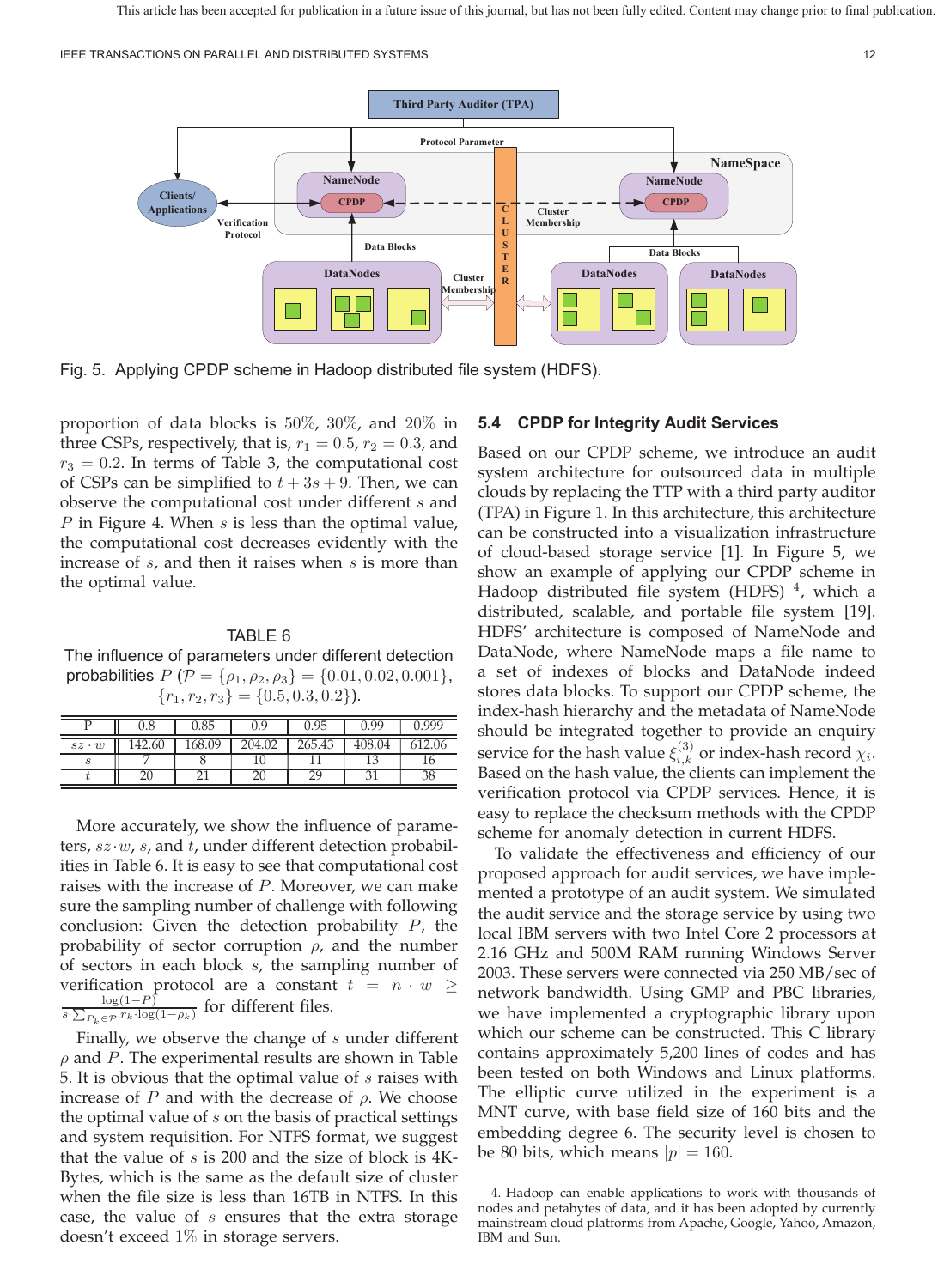Fig. 5. Applying CPDP scheme in Hadoop distributed file system (HDFS).

proportion of data blocks is 50%, 30%, and 20% in three CSPs, respectively, that is, $r_1 = 0.5$, $r_2 = 0.3$, and $r_3 = 0.2$. In terms of Table 3, the computational cost of CSPs can be simplified to $t + 3s + 9$. Then, we can observe the computational cost under different $s$ and $P$ in Figure 4. When $s$ is less than the optimal value, the computational cost decreases evidently with the increase of $s$, and then it raises when $s$ is more than the optimal value.

TABLE 6
The influence of parameters under different detection probabilities $P$ ($\mathcal{P} = \{\rho_1, \rho_2, \rho_3\} = \{0.01, 0.02, 0.001\}$, $\{r_1, r_2, r_3\} = \{0.5, 0.3, 0.2\}$).

| P | 0.8 | 0.85 | 0.9 | 0.95 | 0.99 | 0.999 |
|---|---|---|---|---|---|---|
| $sz \cdot w$ | 142.60 | 168.09 | 204.02 | 265.43 | 408.04 | 612.06 |
| $s$ | 7 | 8 | 10 | 11 | 13 | 16 |
| $t$ | 20 | 21 | 20 | 29 | 31 | 38 |

More accurately, we show the influence of parameters, $sz \cdot w$, $s$, and $t$, under different detection probabilities in Table 6. It is easy to see that computational cost raises with the increase of $P$. Moreover, we can make sure the sampling number of challenge with following conclusion: Given the detection probability $P$, the probability of sector corruption $\rho$, and the number of sectors in each block $s$, the sampling number of verification protocol are a constant $t = n \cdot w \geq \frac{\log(1-P)}{s \cdot \sum_{P_k \in \mathcal{P}} r_k \cdot \log(1-\rho_k)}$ for different files.

Finally, we observe the change of $s$ under different $\rho$ and $P$. The experimental results are shown in Table 5. It is obvious that the optimal value of $s$ raises with increase of $P$ and with the decrease of $\rho$. We choose the optimal value of $s$ on the basis of practical settings and system requisition. For NTFS format, we suggest that the value of $s$ is 200 and the size of block is 4KBytes, which is the same as the default size of cluster when the file size is less than 16TB in NTFS. In this case, the value of $s$ ensures that the extra storage doesn't exceed 1% in storage servers.

### 5.4 CPDP for Integrity Audit Services

Based on our CPDP scheme, we introduce an audit system architecture for outsourced data in multiple clouds by replacing the TTP with a third party auditor (TPA) in Figure 1. In this architecture, this architecture can be constructed into a visualization infrastructure of cloud-based storage service [1]. In Figure 5, we show an example of applying our CPDP scheme in Hadoop distributed file system (HDFS) [4], which a distributed, scalable, and portable file system [19]. HDFS' architecture is composed of NameNode and DataNode, where NameNode maps a file name to a set of indexes of blocks and DataNode indeed stores data blocks. To support our CPDP scheme, the index-hash hierarchy and the metadata of NameNode should be integrated together to provide an enquiry service for the hash value $\xi^{(3)}_{i,k}$ or index-hash record $\chi_i$. Based on the hash value, the clients can implement the verification protocol via CPDP services. Hence, it is easy to replace the checksum methods with the CPDP scheme for anomaly detection in current HDFS.

To validate the effectiveness and efficiency of our proposed approach for audit services, we have implemented a prototype of an audit system. We simulated the audit service and the storage service by using two local IBM servers with two Intel Core 2 processors at 2.16 GHz and 500M RAM running Windows Server 2003. These servers were connected via 250 MB/sec of network bandwidth. Using GMP and PBC libraries, we have implemented a cryptographic library upon which our scheme can be constructed. This C library contains approximately 5,200 lines of codes and has been tested on both Windows and Linux platforms. The elliptic curve utilized in the experiment is a MNT curve, with base field size of 160 bits and the embedding degree 6. The security level is chosen to be 80 bits, which means $|p| = 160$.

4. Hadoop can enable applications to work with thousands of nodes and petabytes of data, and it has been adopted by currently mainstream cloud platforms from Apache, Google, Yahoo, Amazon, IBM and Sun.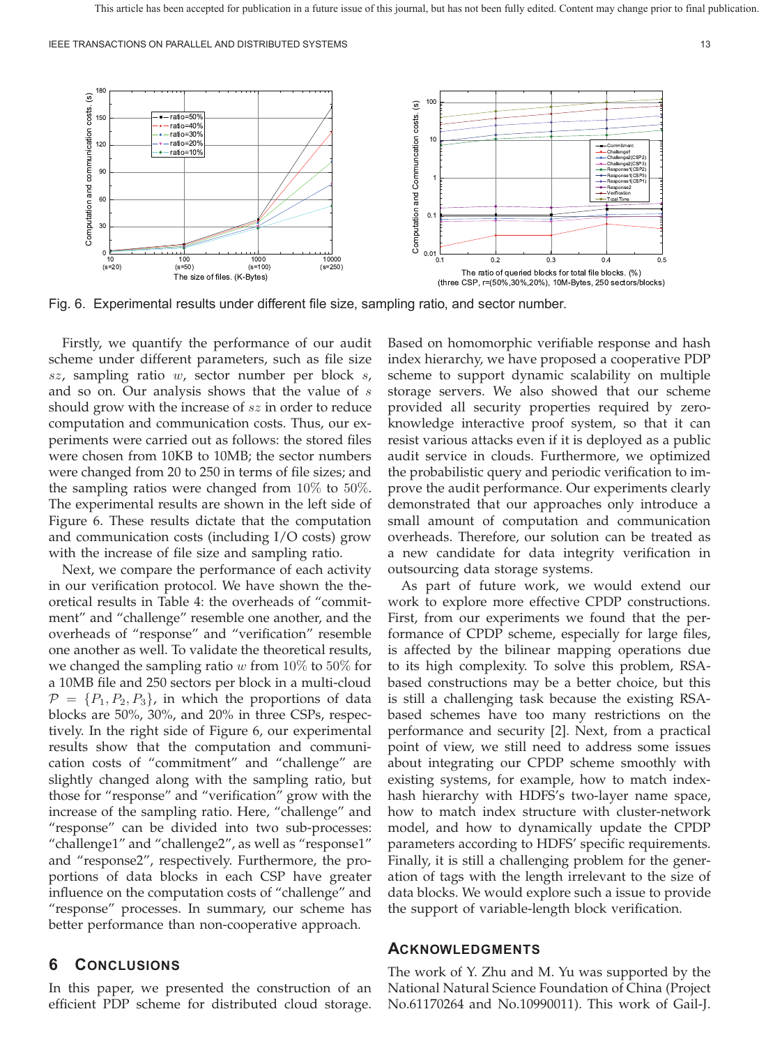Fig. 6. Experimental results under different file size, sampling ratio, and sector number.

Firstly, we quantify the performance of our audit scheme under different parameters, such as file size $sz$, sampling ratio $w$, sector number per block $s$, and so on. Our analysis shows that the value of $s$ should grow with the increase of $sz$ in order to reduce computation and communication costs. Thus, our experiments were carried out as follows: the stored files were chosen from 10KB to 10MB; the sector numbers were changed from 20 to 250 in terms of file sizes; and the sampling ratios were changed from $10\%$ to $50\%$. The experimental results are shown in the left side of Figure 6. These results dictate that the computation and communication costs (including I/O costs) grow with the increase of file size and sampling ratio.

Next, we compare the performance of each activity in our verification protocol. We have shown the theoretical results in Table 4: the overheads of "commitment" and "challenge" resemble one another, and the overheads of "response" and "verification" resemble one another as well. To validate the theoretical results, we changed the sampling ratio $w$ from $10\%$ to $50\%$ for a 10MB file and 250 sectors per block in a multi-cloud $\mathcal{P} = \{P_1, P_2, P_3\}$, in which the proportions of data blocks are 50%, 30%, and 20% in three CSPs, respectively. In the right side of Figure 6, our experimental results show that the computation and communication costs of "commitment" and "challenge" are slightly changed along with the sampling ratio, but those for "response" and "verification" grow with the increase of the sampling ratio. Here, "challenge" and "response" can be divided into two sub-processes: "challenge1" and "challenge2", as well as "response1" and "response2", respectively. Furthermore, the proportions of data blocks in each CSP have greater influence on the computation costs of "challenge" and "response" processes. In summary, our scheme has better performance than non-cooperative approach.

## 6 CONCLUSIONS

In this paper, we presented the construction of an efficient PDP scheme for distributed cloud storage. Based on homomorphic verifiable response and hash index hierarchy, we have proposed a cooperative PDP scheme to support dynamic scalability on multiple storage servers. We also showed that our scheme provided all security properties required by zero-knowledge interactive proof system, so that it can resist various attacks even if it is deployed as a public audit service in clouds. Furthermore, we optimized the probabilistic query and periodic verification to improve the audit performance. Our experiments clearly demonstrated that our approaches only introduce a small amount of computation and communication overheads. Therefore, our solution can be treated as a new candidate for data integrity verification in outsourcing data storage systems.

As part of future work, we would extend our work to explore more effective CPDP constructions. First, from our experiments we found that the performance of CPDP scheme, especially for large files, is affected by the bilinear mapping operations due to its high complexity. To solve this problem, RSA-based constructions may be a better choice, but this is still a challenging task because the existing RSA-based schemes have too many restrictions on the performance and security [2]. Next, from a practical point of view, we still need to address some issues about integrating our CPDP scheme smoothly with existing systems, for example, how to match index-hash hierarchy with HDFS's two-layer name space, how to match index structure with cluster-network model, and how to dynamically update the CPDP parameters according to HDFS' specific requirements. Finally, it is still a challenging problem for the generation of tags with the length irrelevant to the size of data blocks. We would explore such a issue to provide the support of variable-length block verification.

## ACKNOWLEDGMENTS

The work of Y. Zhu and M. Yu was supported by the National Natural Science Foundation of China (Project No.61170264 and No.10990011). This work of Gail-J.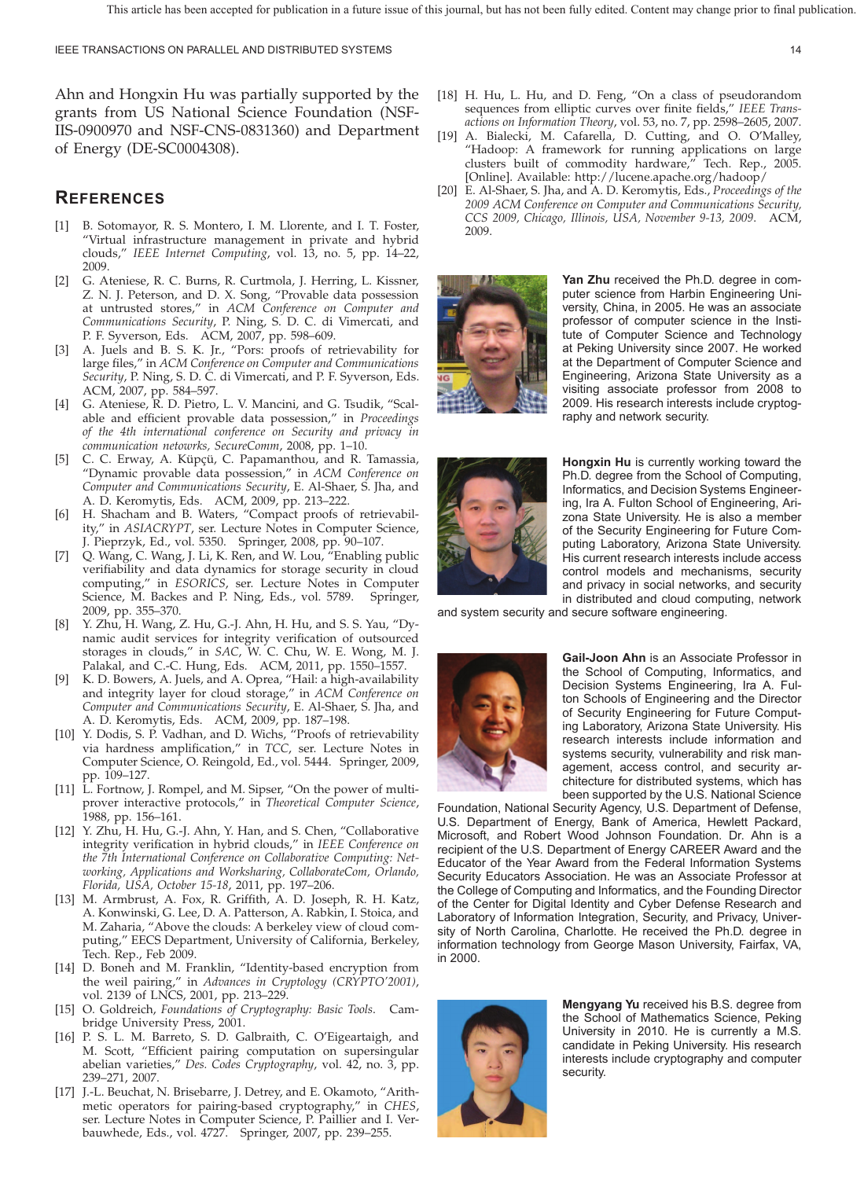Ahn and Hongxin Hu was partially supported by the grants from US National Science Foundation (NSF-IIS-0900970 and NSF-CNS-0831360) and Department of Energy (DE-SC0004308).

## REFERENCES

[1] B. Sotomayor, R. S. Montero, I. M. Llorente, and I. T. Foster, "Virtual infrastructure management in private and hybrid clouds," *IEEE Internet Computing*, vol. 13, no. 5, pp. 14–22, 2009.

[2] G. Ateniese, R. C. Burns, R. Curtmola, J. Herring, L. Kissner, Z. N. J. Peterson, and D. X. Song, "Provable data possession at untrusted stores," in *ACM Conference on Computer and Communications Security*, P. Ning, S. D. C. di Vimercati, and P. F. Syverson, Eds. ACM, 2007, pp. 598–609.

[3] A. Juels and B. S. K. Jr., "Pors: proofs of retrievability for large files," in *ACM Conference on Computer and Communications Security*, P. Ning, S. D. C. di Vimercati, and P. F. Syverson, Eds. ACM, 2007, pp. 584–597.

[4] G. Ateniese, R. D. Pietro, L. V. Mancini, and G. Tsudik, "Scalable and efficient provable data possession," in *Proceedings of the 4th international conference on Security and privacy in communication netowrks, SecureComm*, 2008, pp. 1–10.

[5] C. C. Erway, A. Küpçü, C. Papamanthou, and R. Tamassia, "Dynamic provable data possession," in *ACM Conference on Computer and Communications Security*, E. Al-Shaer, S. Jha, and A. D. Keromytis, Eds. ACM, 2009, pp. 213–222.

[6] H. Shacham and B. Waters, "Compact proofs of retrievability," in *ASIACRYPT*, ser. Lecture Notes in Computer Science, J. Pieprzyk, Ed., vol. 5350. Springer, 2008, pp. 90–107.

[7] Q. Wang, C. Wang, J. Li, K. Ren, and W. Lou, "Enabling public verifiability and data dynamics for storage security in cloud computing," in *ESORICS*, ser. Lecture Notes in Computer Science, M. Backes and P. Ning, Eds., vol. 5789. Springer, 2009, pp. 355–370.

[8] Y. Zhu, H. Wang, Z. Hu, G.-J. Ahn, H. Hu, and S. S. Yau, "Dynamic audit services for integrity verification of outsourced storages in clouds," in *SAC*, W. C. Chu, W. E. Wong, M. J. Palakal, and C.-C. Hung, Eds. ACM, 2011, pp. 1550–1557.

[9] K. D. Bowers, A. Juels, and A. Oprea, "Hail: a high-availability and integrity layer for cloud storage," in *ACM Conference on Computer and Communications Security*, E. Al-Shaer, S. Jha, and A. D. Keromytis, Eds. ACM, 2009, pp. 187–198.

[10] Y. Dodis, S. P. Vadhan, and D. Wichs, "Proofs of retrievability via hardness amplification," in *TCC*, ser. Lecture Notes in Computer Science, O. Reingold, Ed., vol. 5444. Springer, 2009, pp. 109–127.

[11] L. Fortnow, J. Rompel, and M. Sipser, "On the power of multi-prover interactive protocols," in *Theoretical Computer Science*, 1988, pp. 156–161.

[12] Y. Zhu, H. Hu, G.-J. Ahn, Y. Han, and S. Chen, "Collaborative integrity verification in hybrid clouds," in *IEEE Conference on the 7th International Conference on Collaborative Computing: Networking, Applications and Worksharing, CollaborateCom, Orlando, Florida, USA, October 15-18*, 2011, pp. 197–206.

[13] M. Armbrust, A. Fox, R. Griffith, A. D. Joseph, R. H. Katz, A. Konwinski, G. Lee, D. A. Patterson, A. Rabkin, I. Stoica, and M. Zaharia, "Above the clouds: A berkeley view of cloud computing," EECS Department, University of California, Berkeley, Tech. Rep., Feb 2009.

[14] D. Boneh and M. Franklin, "Identity-based encryption from the weil pairing," in *Advances in Cryptology (CRYPTO'2001)*, vol. 2139 of LNCS, 2001, pp. 213–229.

[15] O. Goldreich, *Foundations of Cryptography: Basic Tools*. Cambridge University Press, 2001.

[16] P. S. L. M. Barreto, S. D. Galbraith, C. O'Eigeartaigh, and M. Scott, "Efficient pairing computation on supersingular abelian varieties," *Des. Codes Cryptography*, vol. 42, no. 3, pp. 239–271, 2007.

[17] J.-L. Beuchat, N. Brisebarre, J. Detrey, and E. Okamoto, "Arithmetic operators for pairing-based cryptography," in *CHES*, ser. Lecture Notes in Computer Science, P. Paillier and I. Verbauwhede, Eds., vol. 4727. Springer, 2007, pp. 239–255.

[18] H. Hu, L. Hu, and D. Feng, "On a class of pseudorandom sequences from elliptic curves over finite fields," *IEEE Transactions on Information Theory*, vol. 53, no. 7, pp. 2598–2605, 2007.

[19] A. Bialecki, M. Cafarella, D. Cutting, and O. O'Malley, "Hadoop: A framework for running applications on large clusters built of commodity hardware," Tech. Rep., 2005. [Online]. Available: http://lucene.apache.org/hadoop/

[20] E. Al-Shaer, S. Jha, and A. D. Keromytis, Eds., *Proceedings of the 2009 ACM Conference on Computer and Communications Security, CCS 2009, Chicago, Illinois, USA, November 9-13, 2009*. ACM, 2009.

**Yan Zhu** received the Ph.D. degree in computer science from Harbin Engineering University, China, in 2005. He was an associate professor of computer science in the Institute of Computer Science and Technology at Peking University since 2007. He worked at the Department of Computer Science and Engineering, Arizona State University as a visiting associate professor from 2008 to 2009. His research interests include cryptography and network security.

**Hongxin Hu** is currently working toward the Ph.D. degree from the School of Computing, Informatics, and Decision Systems Engineering, Ira A. Fulton School of Engineering, Arizona State University. He is also a member of the Security Engineering for Future Computing Laboratory, Arizona State University. His current research interests include access control models and mechanisms, security and privacy in social networks, and security in distributed and cloud computing, network and system security and secure software engineering.

**Gail-Joon Ahn** is an Associate Professor in the School of Computing, Informatics, and Decision Systems Engineering, Ira A. Fulton Schools of Engineering and the Director of Security Engineering for Future Computing Laboratory, Arizona State University. His research interests include information and systems security, vulnerability and risk management, access control, and security architecture for distributed systems, which has been supported by the U.S. National Science Foundation, National Security Agency, U.S. Department of Defense, U.S. Department of Energy, Bank of America, Hewlett Packard, Microsoft, and Robert Wood Johnson Foundation. Dr. Ahn is a recipient of the U.S. Department of Energy CAREER Award and the Educator of the Year Award from the Federal Information Systems Security Educators Association. He was an Associate Professor at the College of Computing and Informatics, and the Founding Director of the Center for Digital Identity and Cyber Defense Research and Laboratory of Information Integration, Security, and Privacy, University of North Carolina, Charlotte. He received the Ph.D. degree in information technology from George Mason University, Fairfax, VA, in 2000.

**Mengyang Yu** received his B.S. degree from the School of Mathematics Science, Peking University in 2010. He is currently a M.S. candidate in Peking University. His research interests include cryptography and computer security.